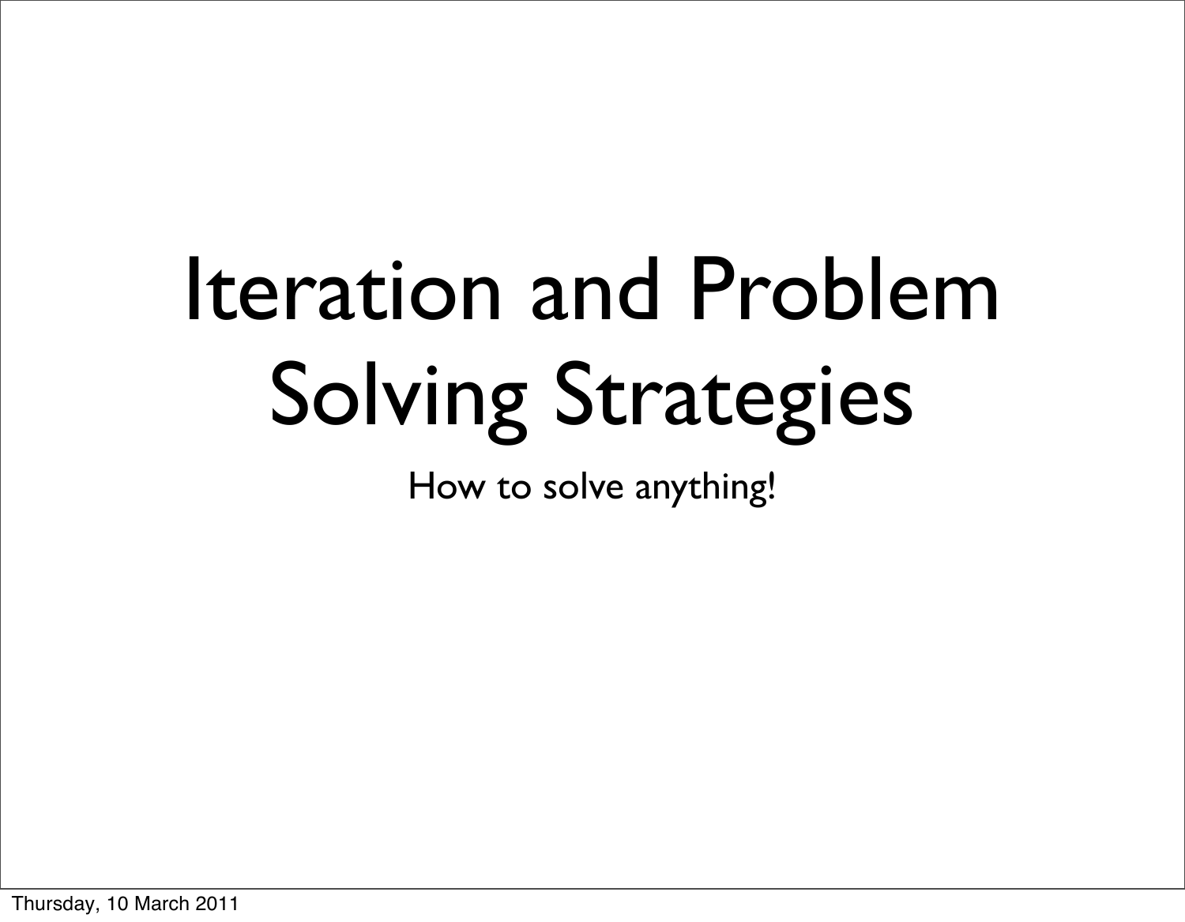# Iteration and Problem Solving Strategies

How to solve anything!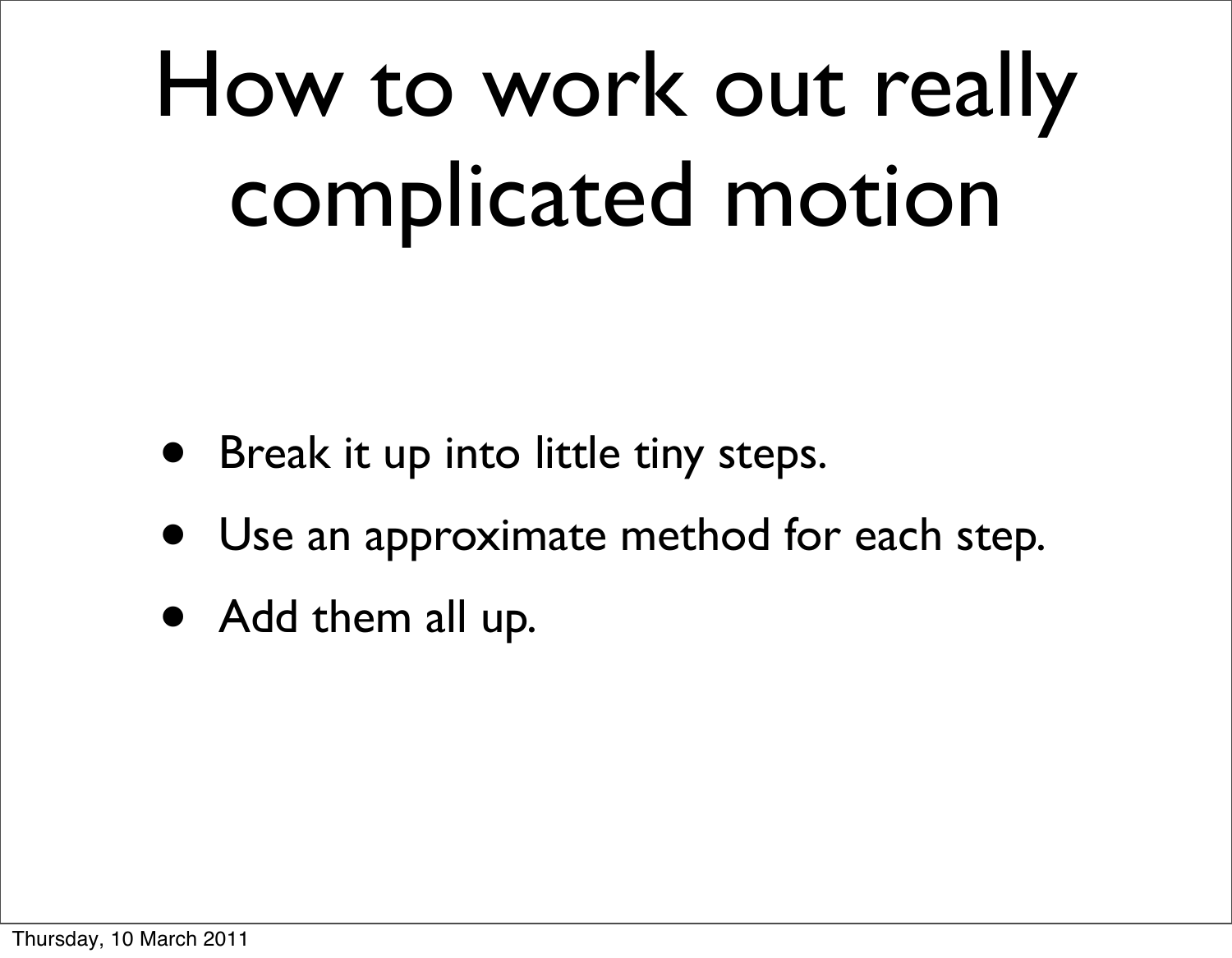# How to work out really complicated motion

- Break it up into little tiny steps.
- Use an approximate method for each step.
- Add them all up.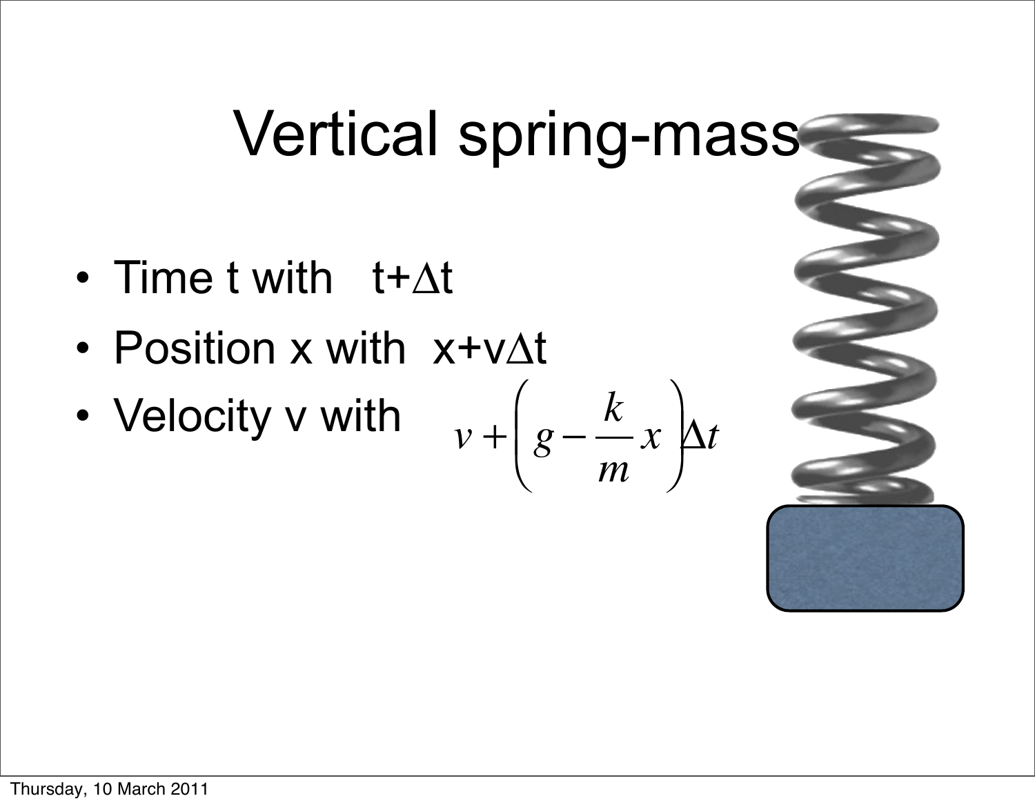# Vertical spring-mass

- Time t with $t+\Delta t$
- Position x with $x+v\Delta t$
- Velocity v with $v+\left(g-\frac{k}{m}x\right)\Delta t$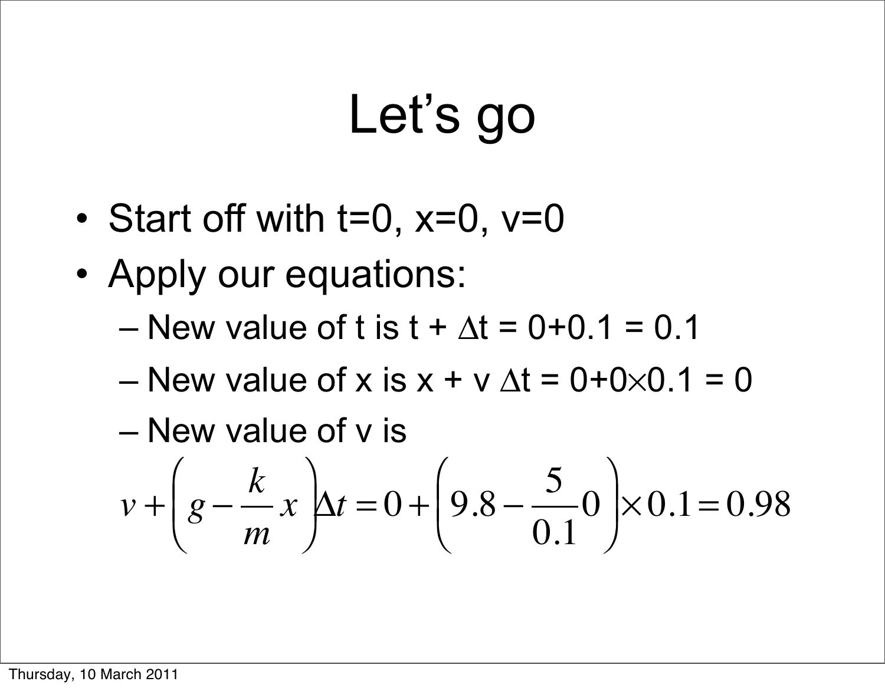# Let's go

- Start off with t=0, x=0, v=0
- Apply our equations:
  - New value of t is $t + \Delta t = 0+0.1 = 0.1$
  - New value of x is $x + v\,\Delta t = 0+0\times0.1 = 0$
  - New value of v is

$$v + \left(g - \frac{k}{m}x\right)\Delta t = 0 + \left(9.8 - \frac{5}{0.1}0\right)\times 0.1 = 0.98$$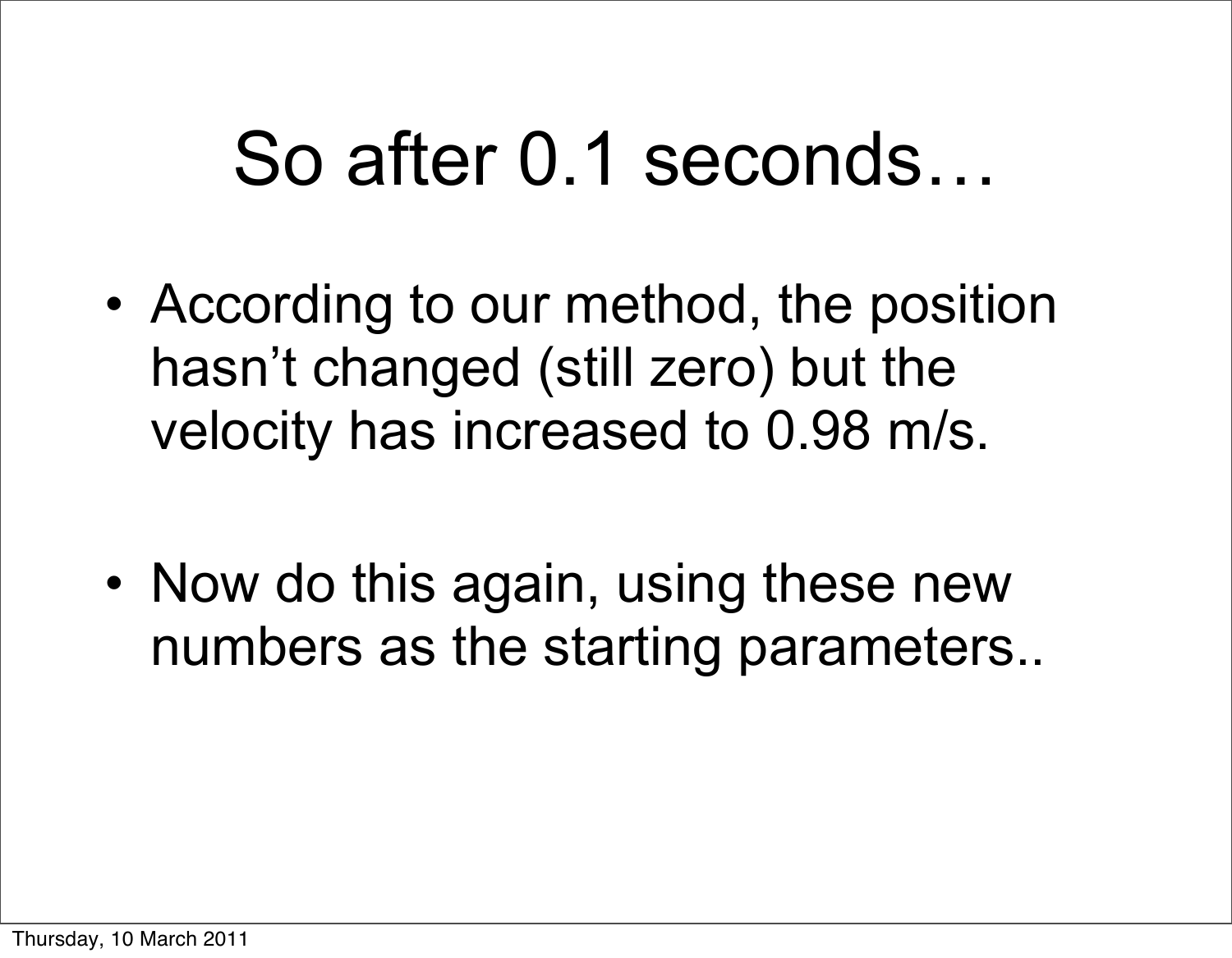# So after 0.1 seconds…

- According to our method, the position hasn't changed (still zero) but the velocity has increased to 0.98 m/s.

- Now do this again, using these new numbers as the starting parameters..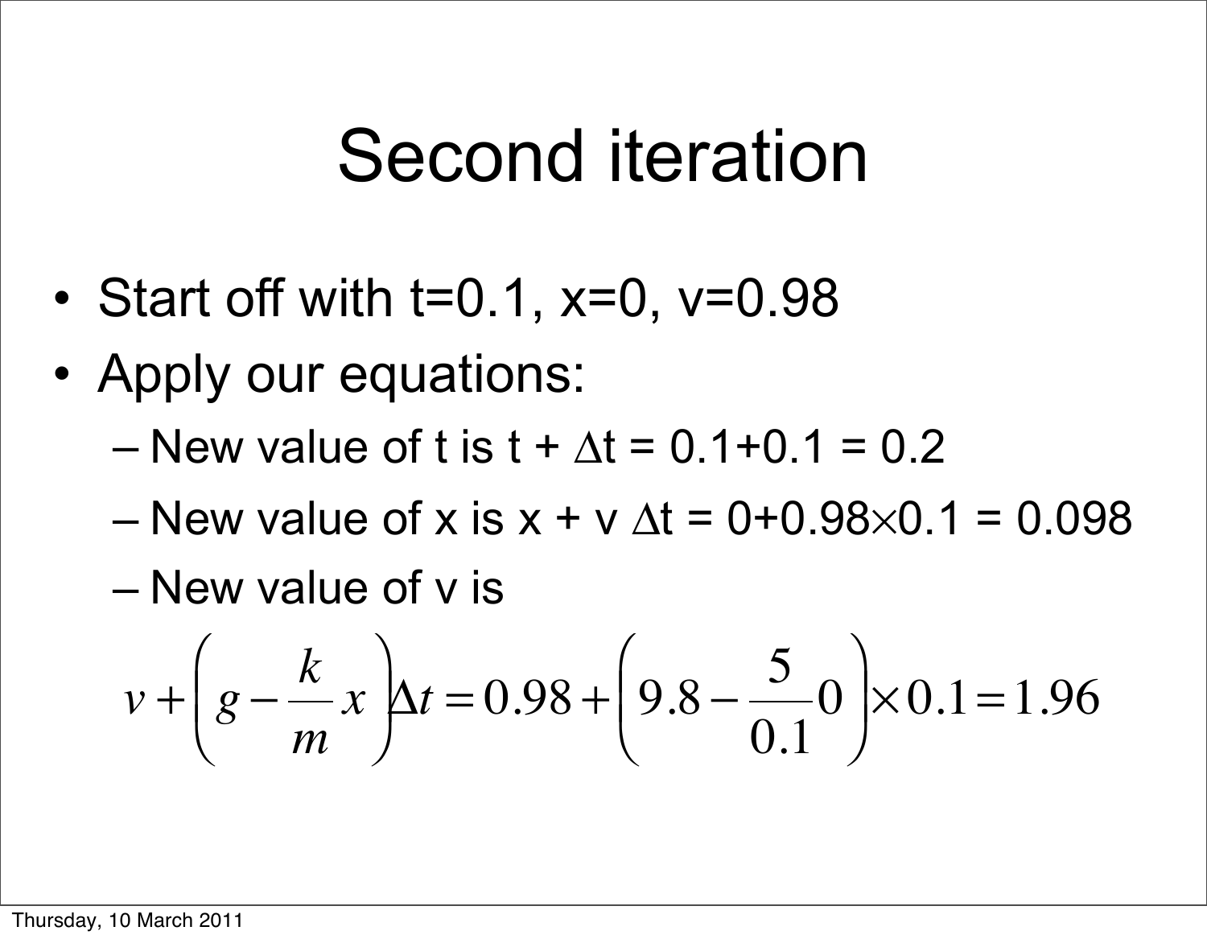# Second iteration

- Start off with t=0.1, x=0, v=0.98
- Apply our equations:
  - New value of t is $t + \Delta t = 0.1+0.1 = 0.2$
  - New value of x is $x + v\,\Delta t = 0+0.98\times0.1 = 0.098$
  - New value of v is

$$v+\left(g-\frac{k}{m}x\right)\Delta t = 0.98+\left(9.8-\frac{5}{0.1}0\right)\times 0.1 = 1.96$$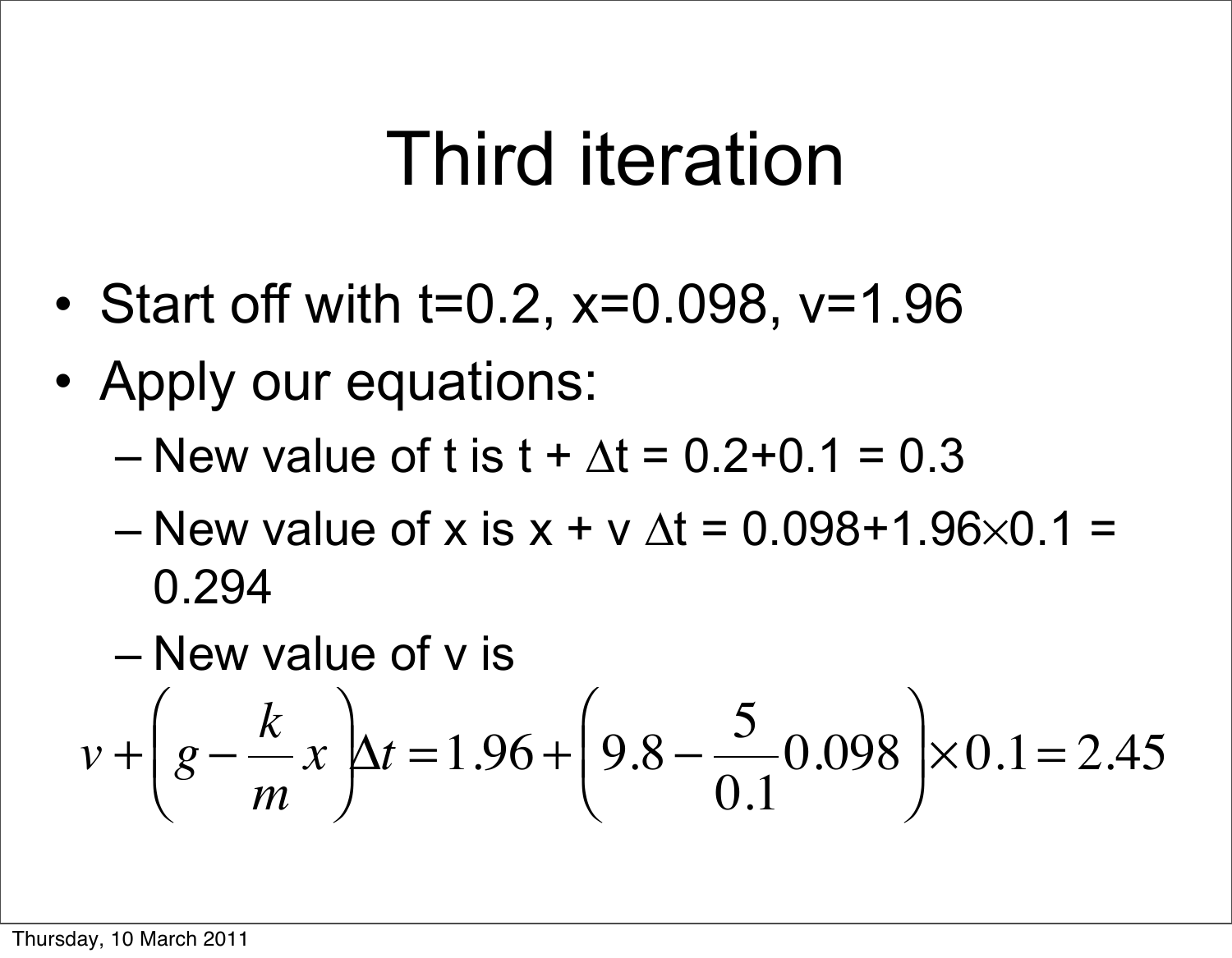# Third iteration

- Start off with t=0.2, x=0.098, v=1.96
- Apply our equations:
  - New value of t is t + $\Delta$t = 0.2+0.1 = 0.3
  - New value of x is x + v $\Delta$t = 0.098+1.96$\times$0.1 = 0.294
  - New value of v is

$$v + \left( g - \frac{k}{m} x \right) \Delta t = 1.96 + \left( 9.8 - \frac{5}{0.1} 0.098 \right) \times 0.1 = 2.45$$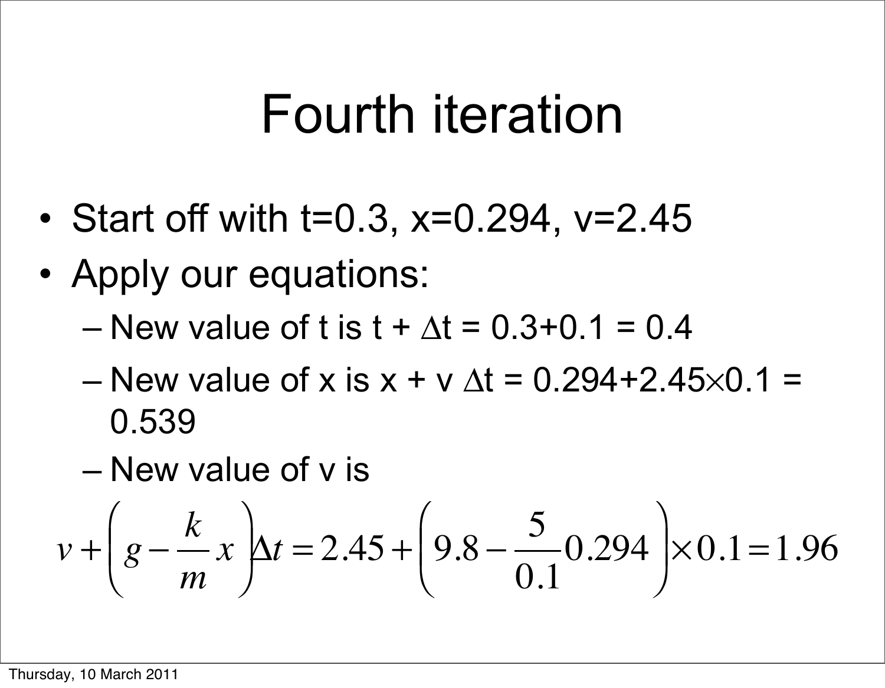# Fourth iteration

- Start off with t=0.3, x=0.294, v=2.45
- Apply our equations:
  - New value of t is $t + \Delta t = 0.3+0.1 = 0.4$
  - New value of x is $x + v\,\Delta t = 0.294+2.45\times0.1 = 0.539$
  - New value of v is

$$v+\left(g-\frac{k}{m}x\right)\Delta t=2.45+\left(9.8-\frac{5}{0.1}0.294\right)\times0.1=1.96$$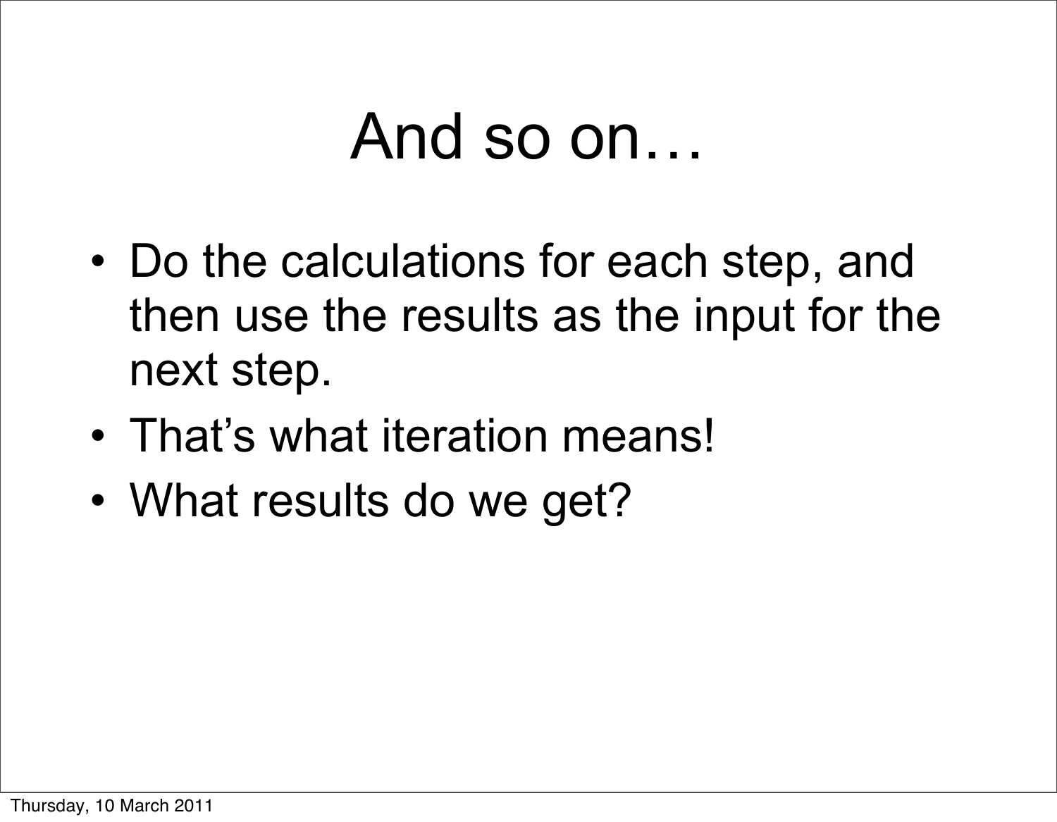# And so on…

- Do the calculations for each step, and then use the results as the input for the next step.
- That’s what iteration means!
- What results do we get?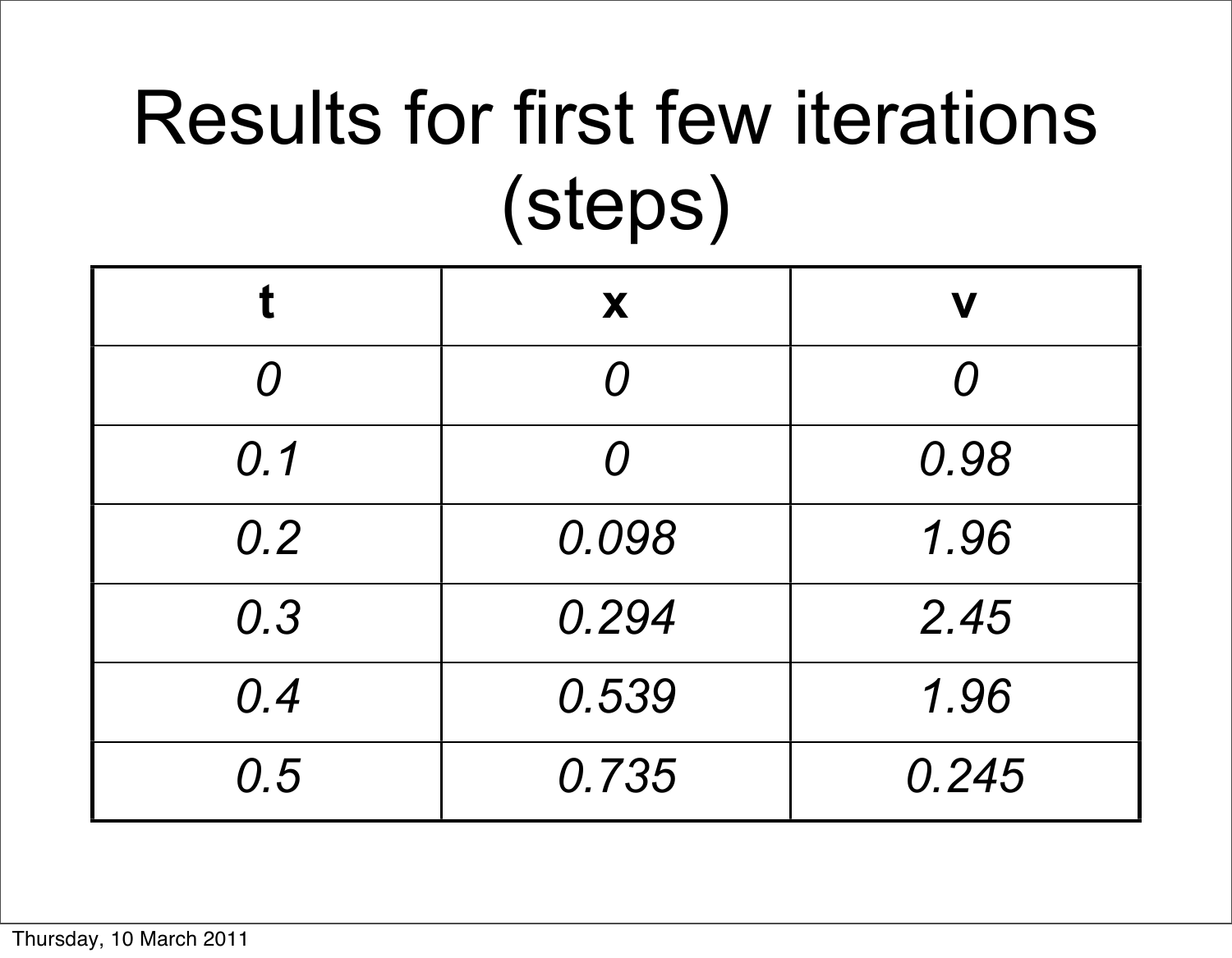# Results for first few iterations (steps)

| **t** | **x** | **v** |
|---|---|---|
| *0* | *0* | *0* |
| *0.1* | *0* | *0.98* |
| *0.2* | *0.098* | *1.96* |
| *0.3* | *0.294* | *2.45* |
| *0.4* | *0.539* | *1.96* |
| *0.5* | *0.735* | *0.245* |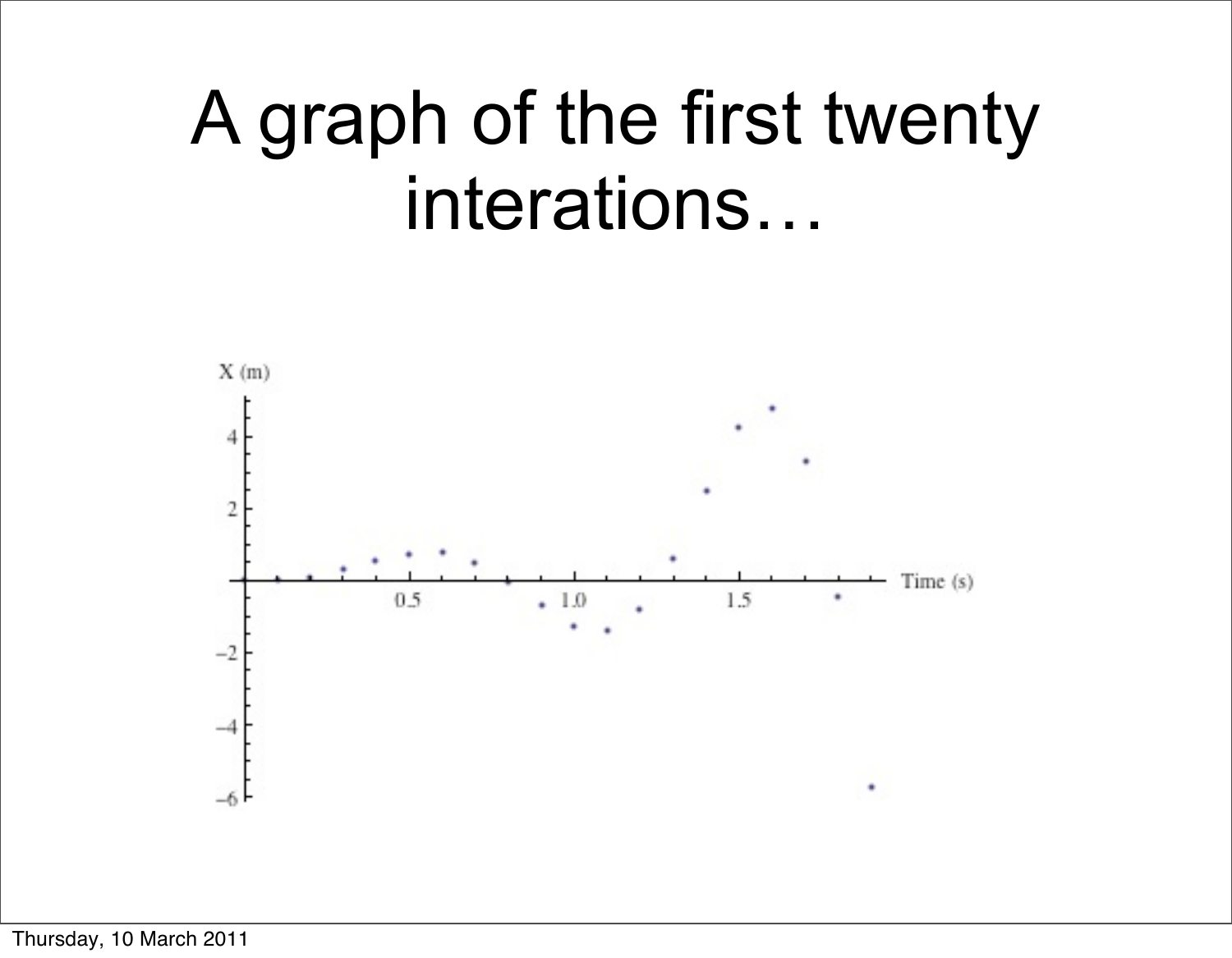# A graph of the first twenty interations…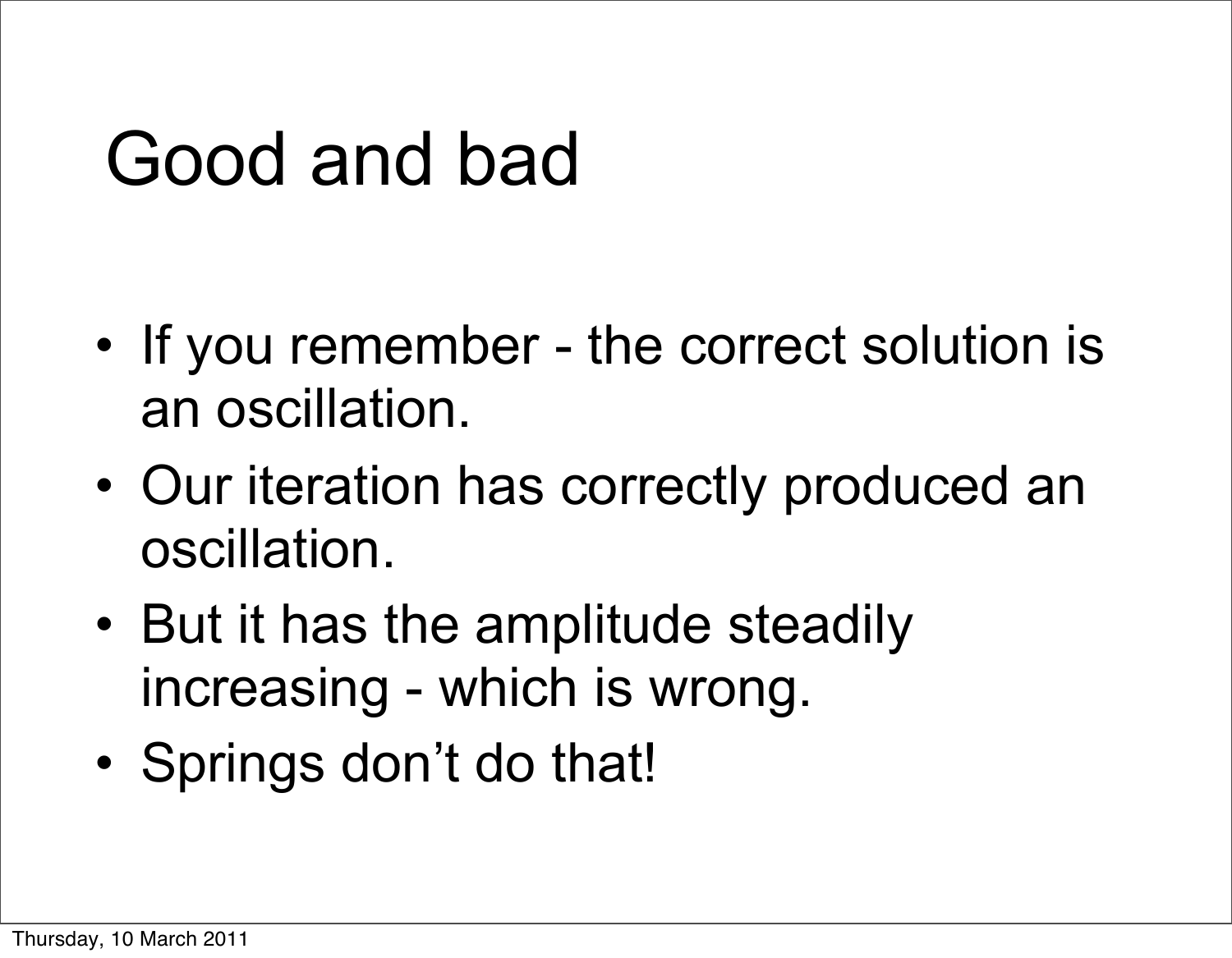# Good and bad

- If you remember - the correct solution is an oscillation.
- Our iteration has correctly produced an oscillation.
- But it has the amplitude steadily increasing - which is wrong.
- Springs don't do that!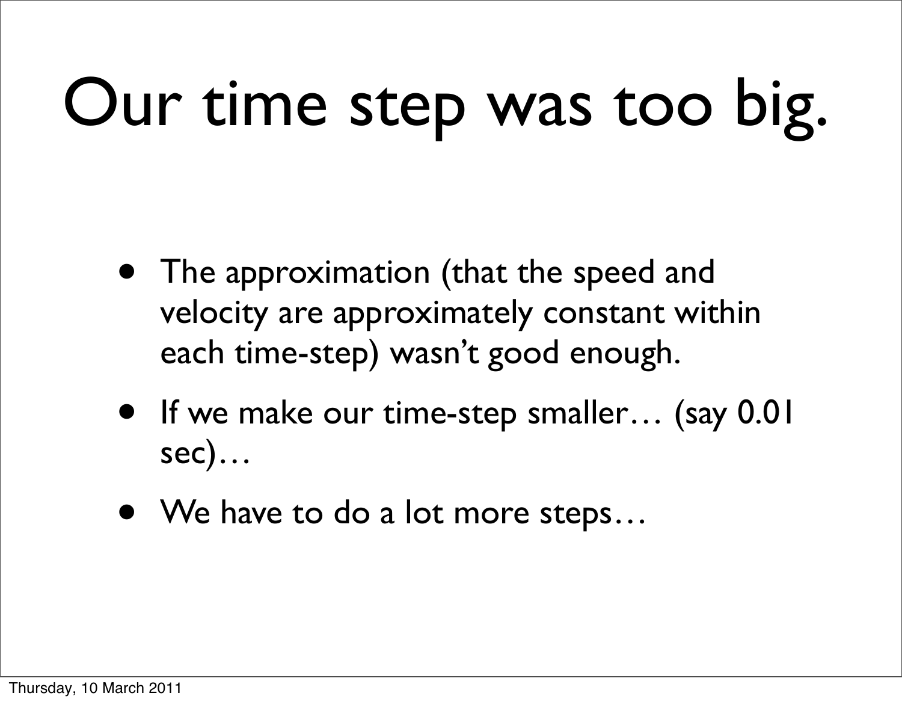# Our time step was too big.

- The approximation (that the speed and velocity are approximately constant within each time-step) wasn't good enough.
- If we make our time-step smaller… (say 0.01 sec)…
- We have to do a lot more steps…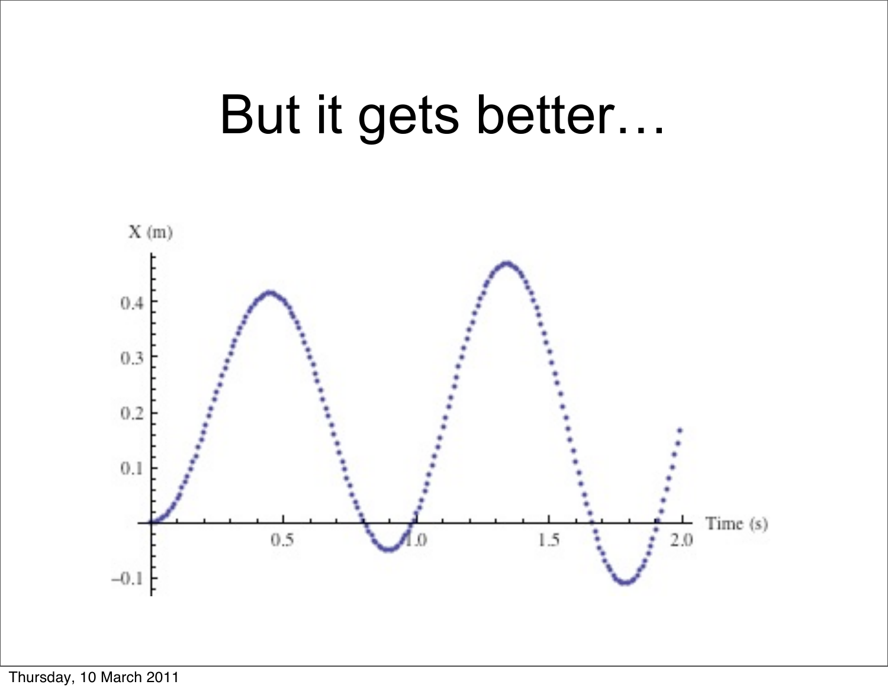# But it gets better…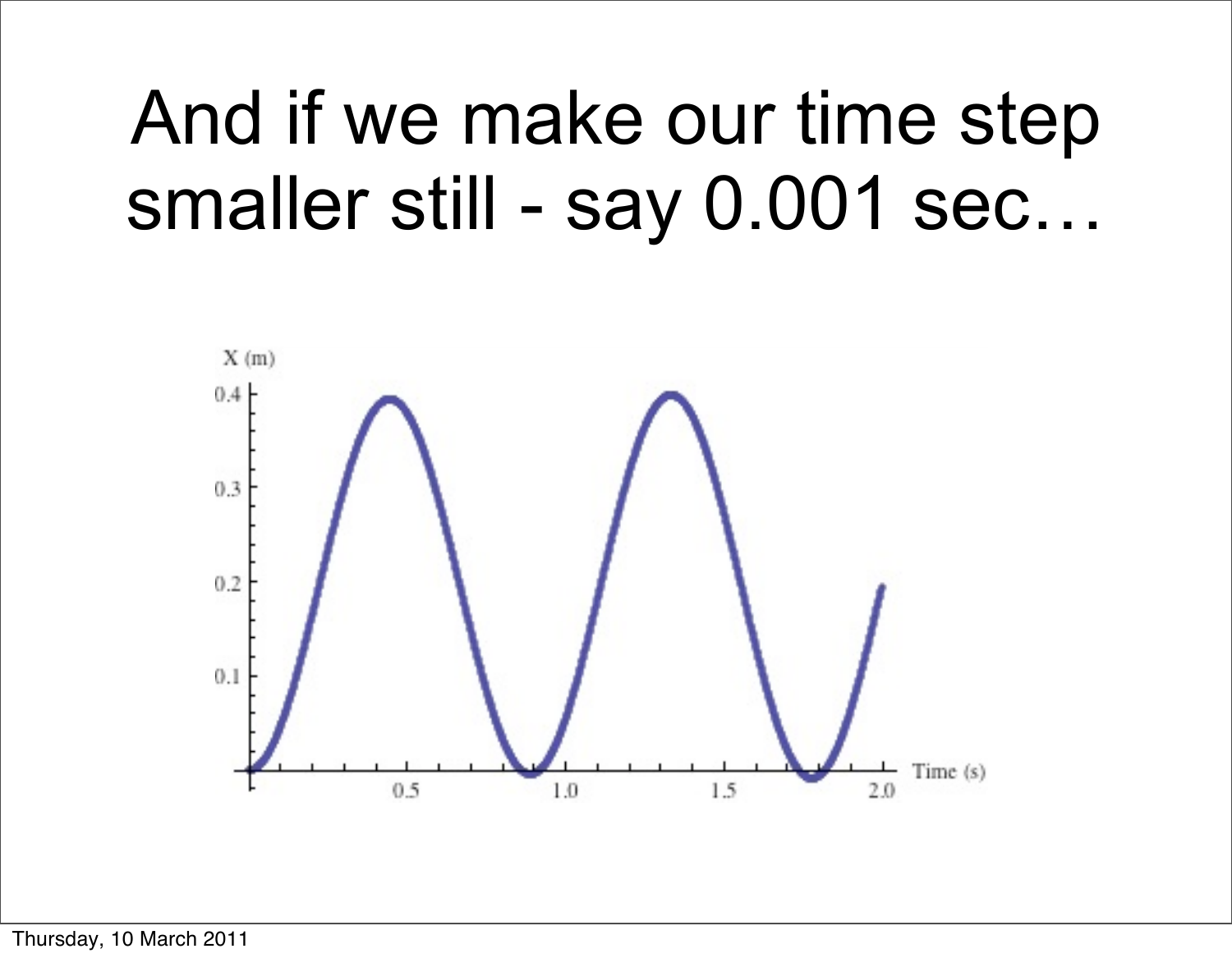# And if we make our time step smaller still - say 0.001 sec…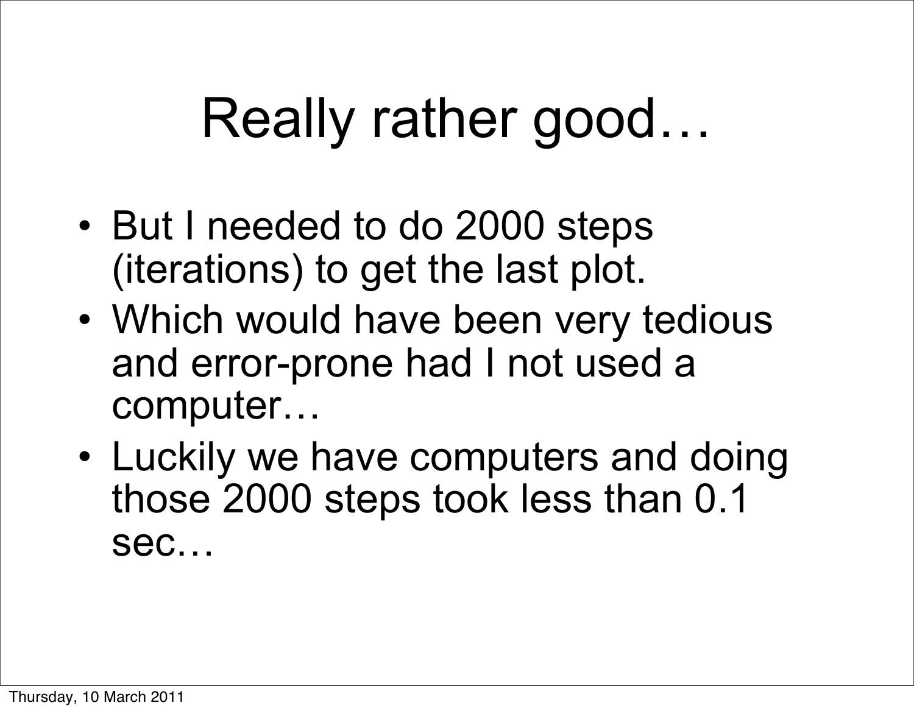# Really rather good…

- But I needed to do 2000 steps (iterations) to get the last plot.
- Which would have been very tedious and error-prone had I not used a computer…
- Luckily we have computers and doing those 2000 steps took less than 0.1 sec…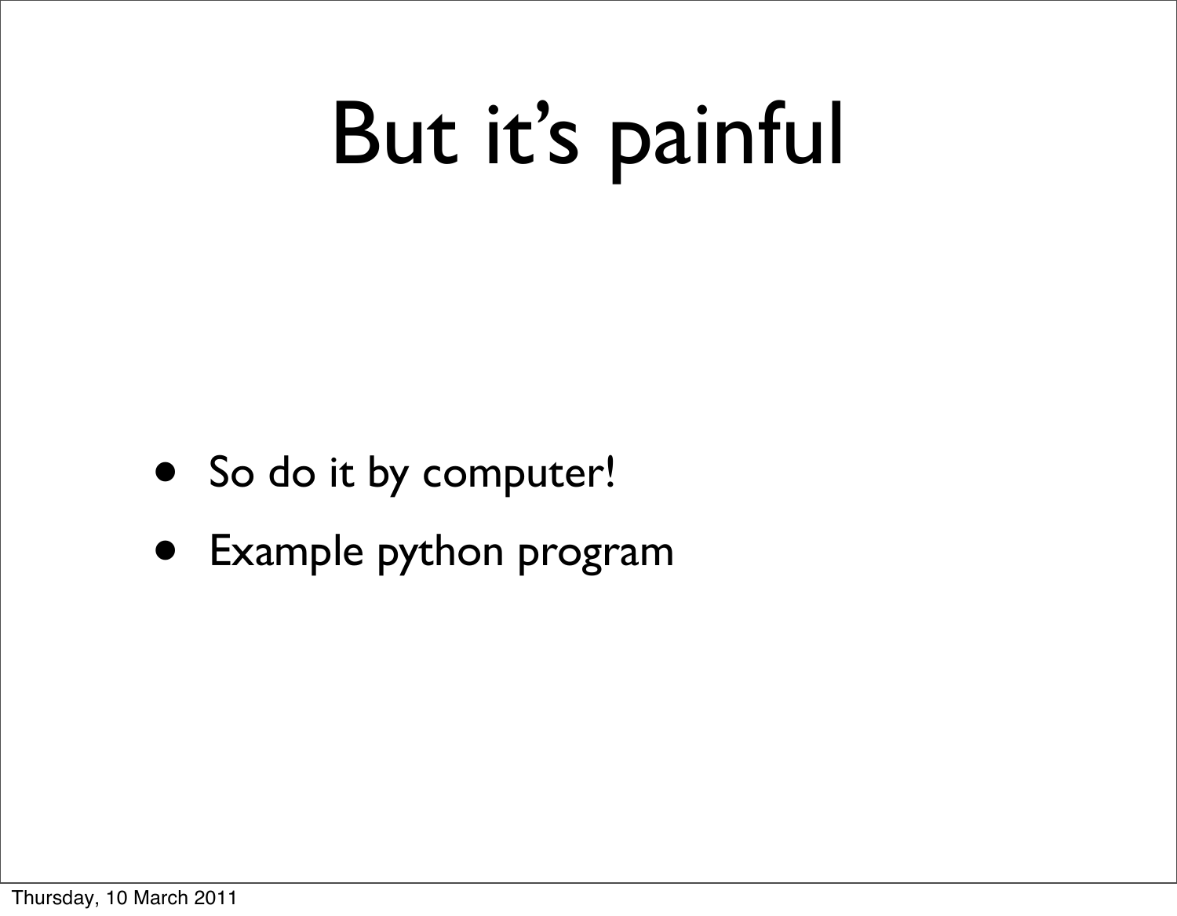# But it’s painful

- So do it by computer!
- Example python program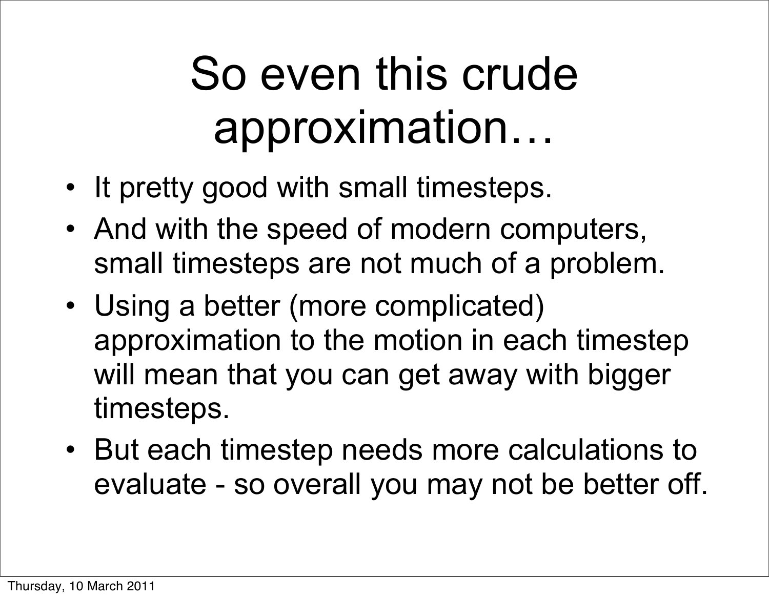# So even this crude approximation…

- It pretty good with small timesteps.
- And with the speed of modern computers, small timesteps are not much of a problem.
- Using a better (more complicated) approximation to the motion in each timestep will mean that you can get away with bigger timesteps.
- But each timestep needs more calculations to evaluate - so overall you may not be better off.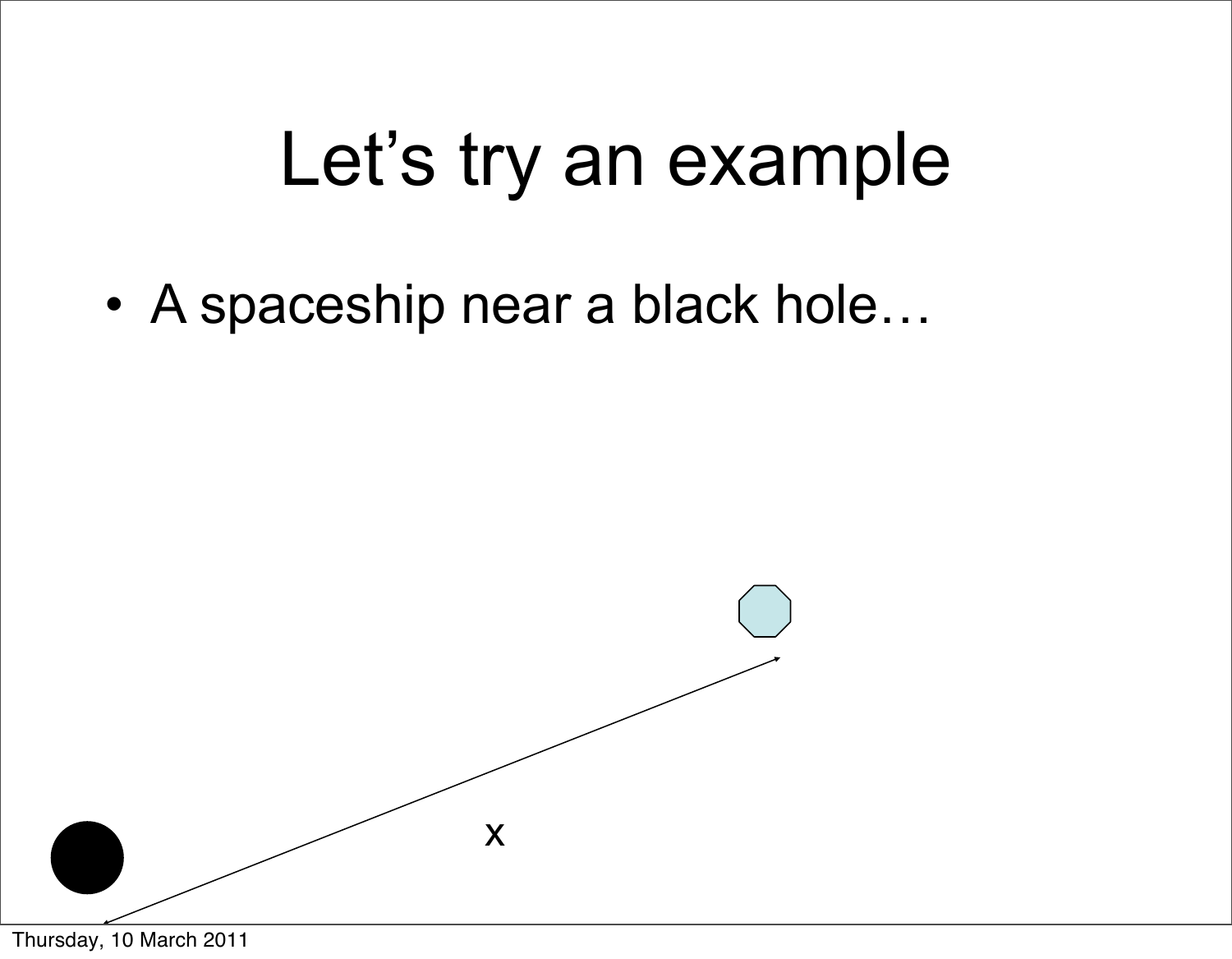# Let's try an example

- A spaceship near a black hole…

$x$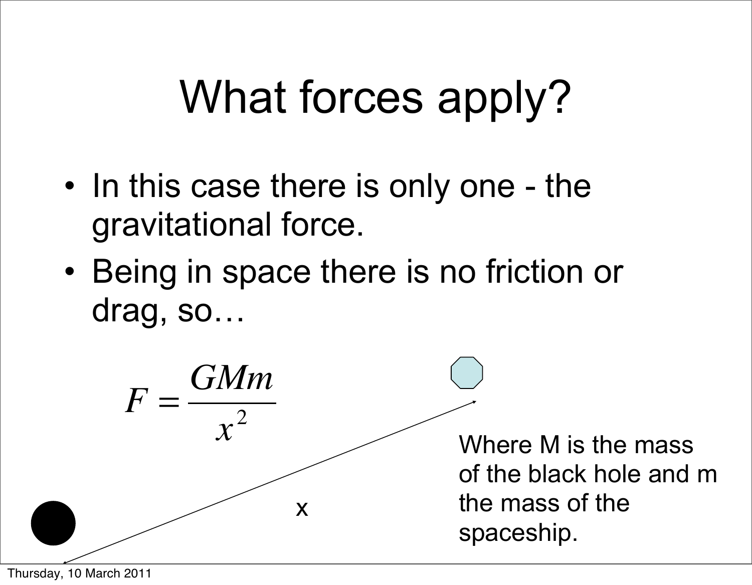# What forces apply?

- In this case there is only one - the gravitational force.
- Being in space there is no friction or drag, so…

$$F = \frac{GMm}{x^2}$$

x

Where M is the mass of the black hole and m the mass of the spaceship.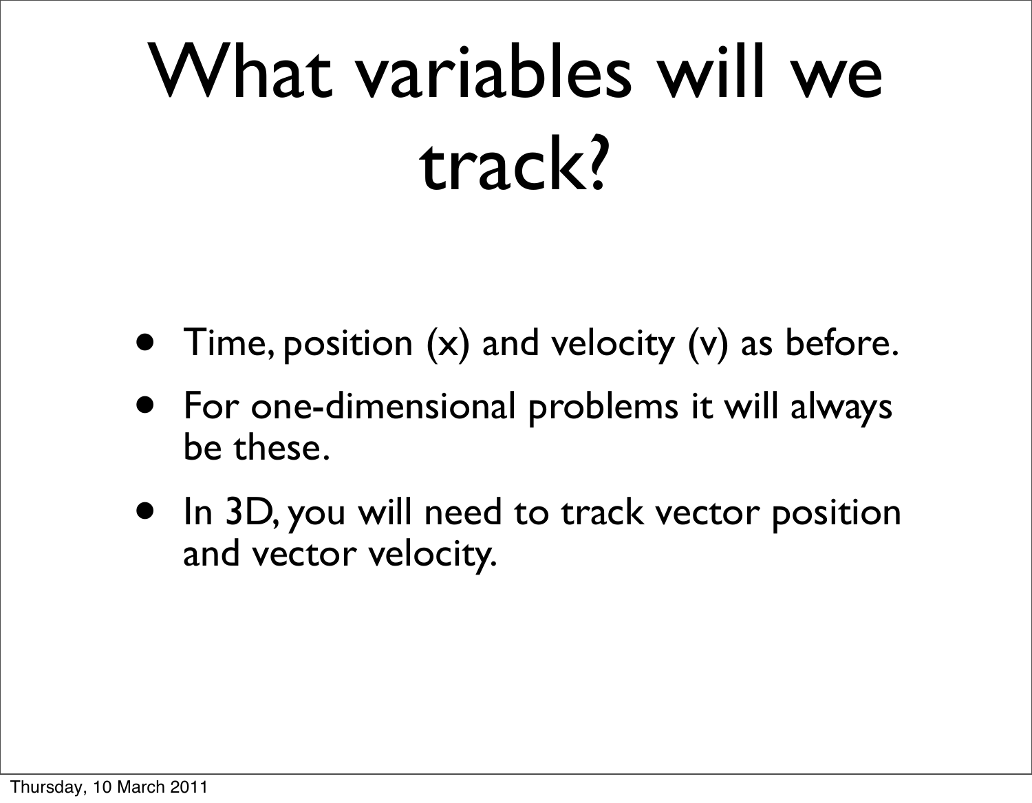# What variables will we track?

- Time, position (x) and velocity (v) as before.
- For one-dimensional problems it will always be these.
- In 3D, you will need to track vector position and vector velocity.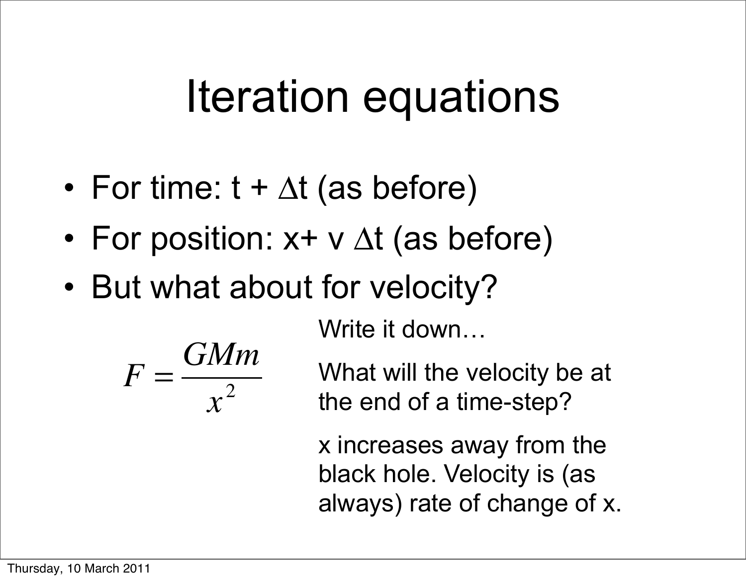# Iteration equations

- For time: $t + \Delta t$ (as before)
- For position: $x + v\,\Delta t$ (as before)
- But what about for velocity?

$$F = \frac{GMm}{x^2}$$

Write it down…

What will the velocity be at the end of a time-step?

x increases away from the black hole. Velocity is (as always) rate of change of x.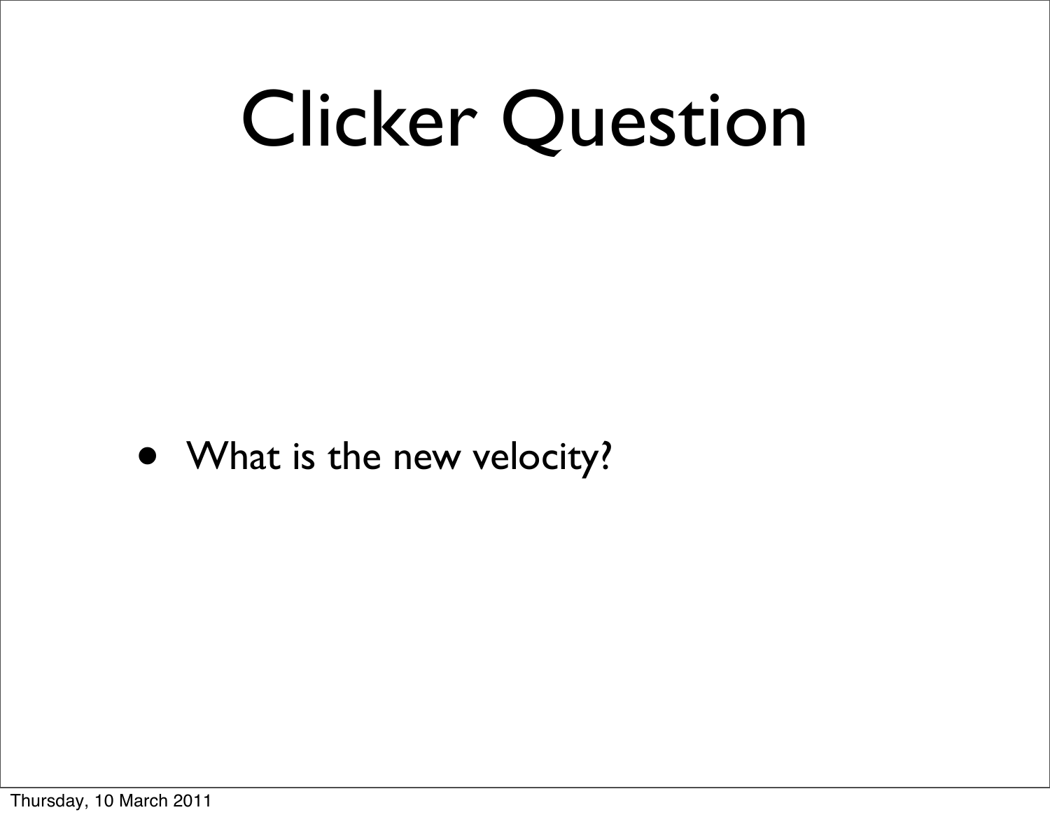# Clicker Question

- What is the new velocity?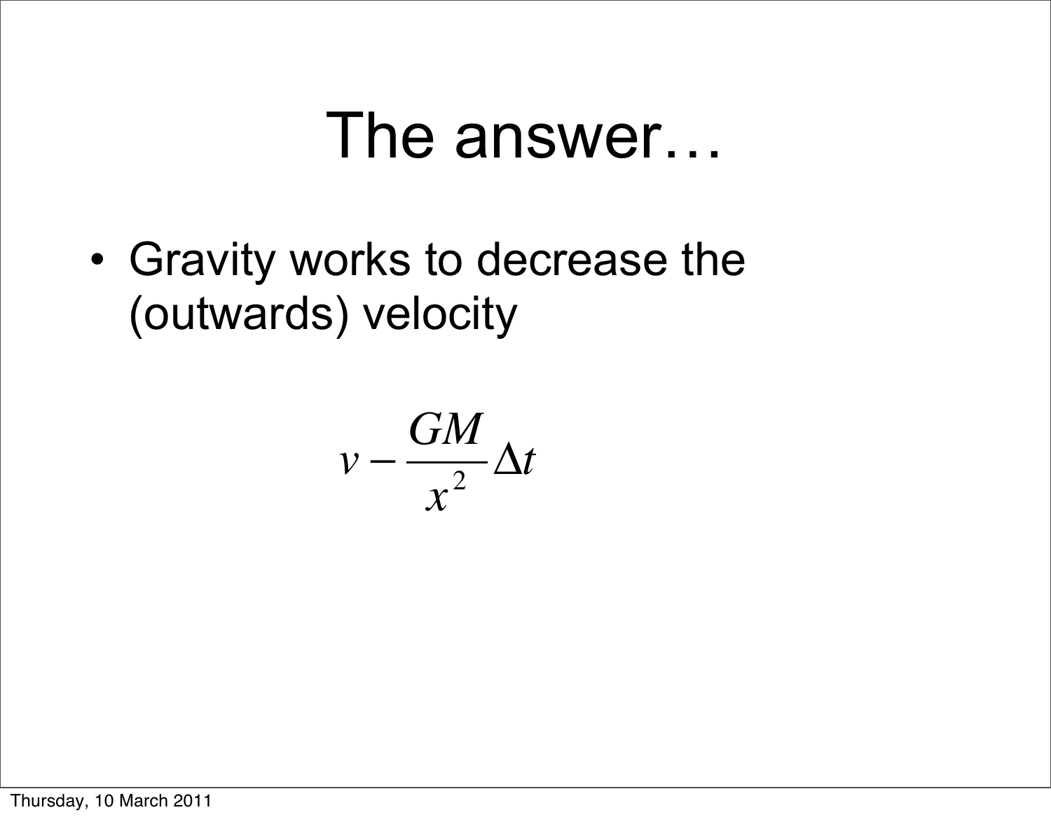# The answer…

- Gravity works to decrease the (outwards) velocity

$$v - \frac{GM}{x^2}\Delta t$$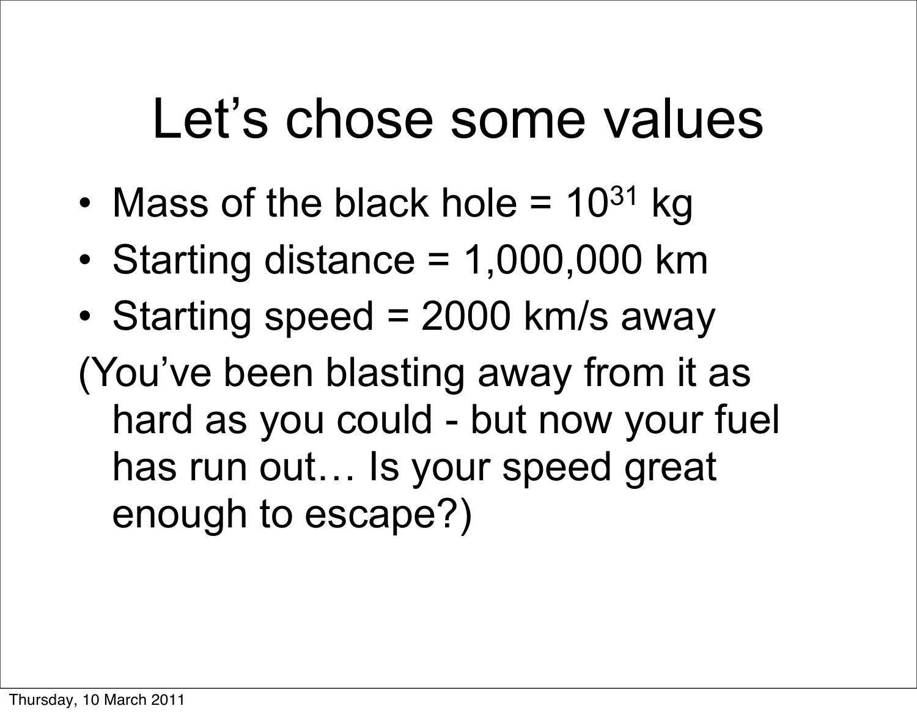# Let's chose some values

- Mass of the black hole = $10^{31}$ kg
- Starting distance = 1,000,000 km
- Starting speed = 2000 km/s away

(You've been blasting away from it as hard as you could - but now your fuel has run out… Is your speed great enough to escape?)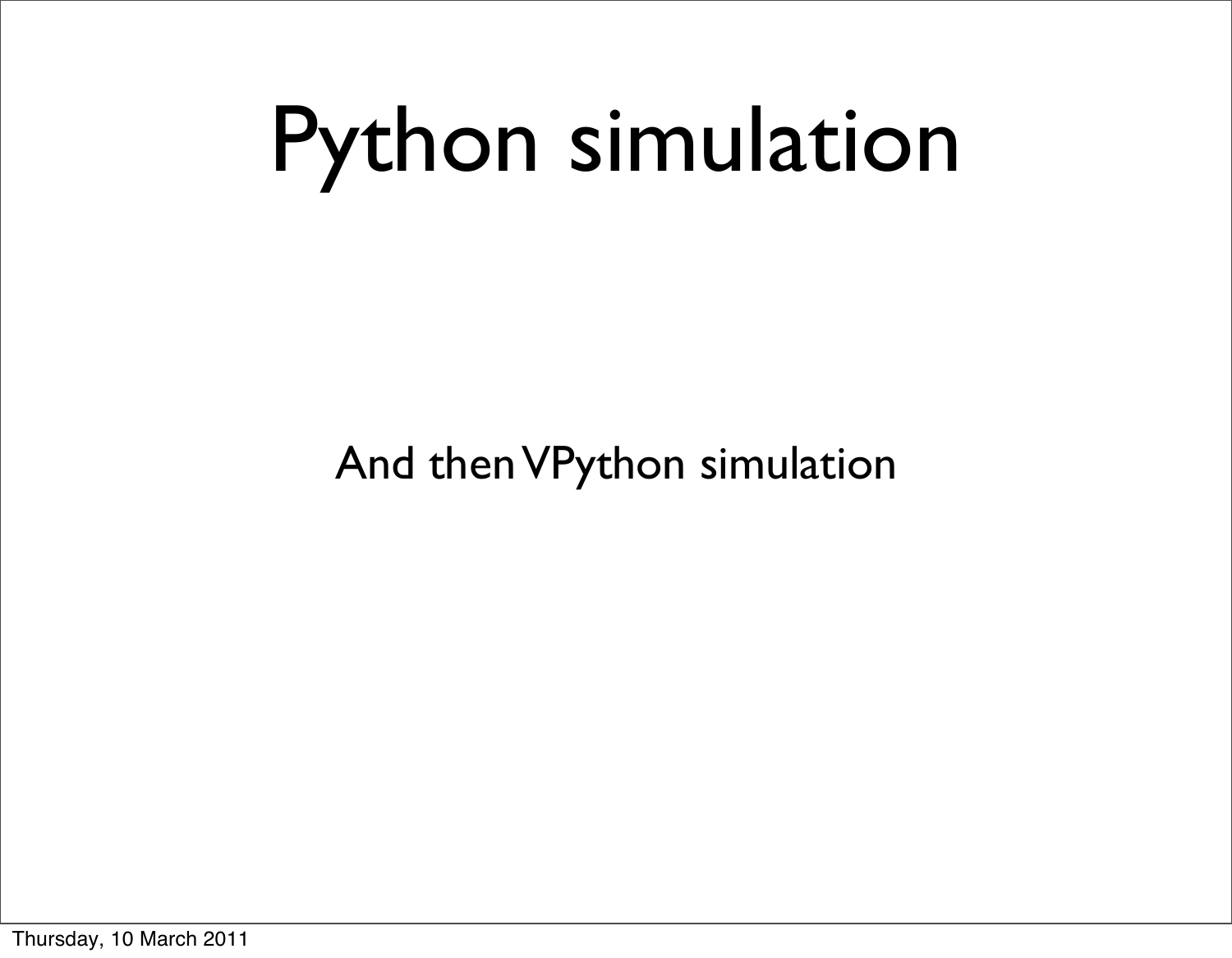# Python simulation

And then VPython simulation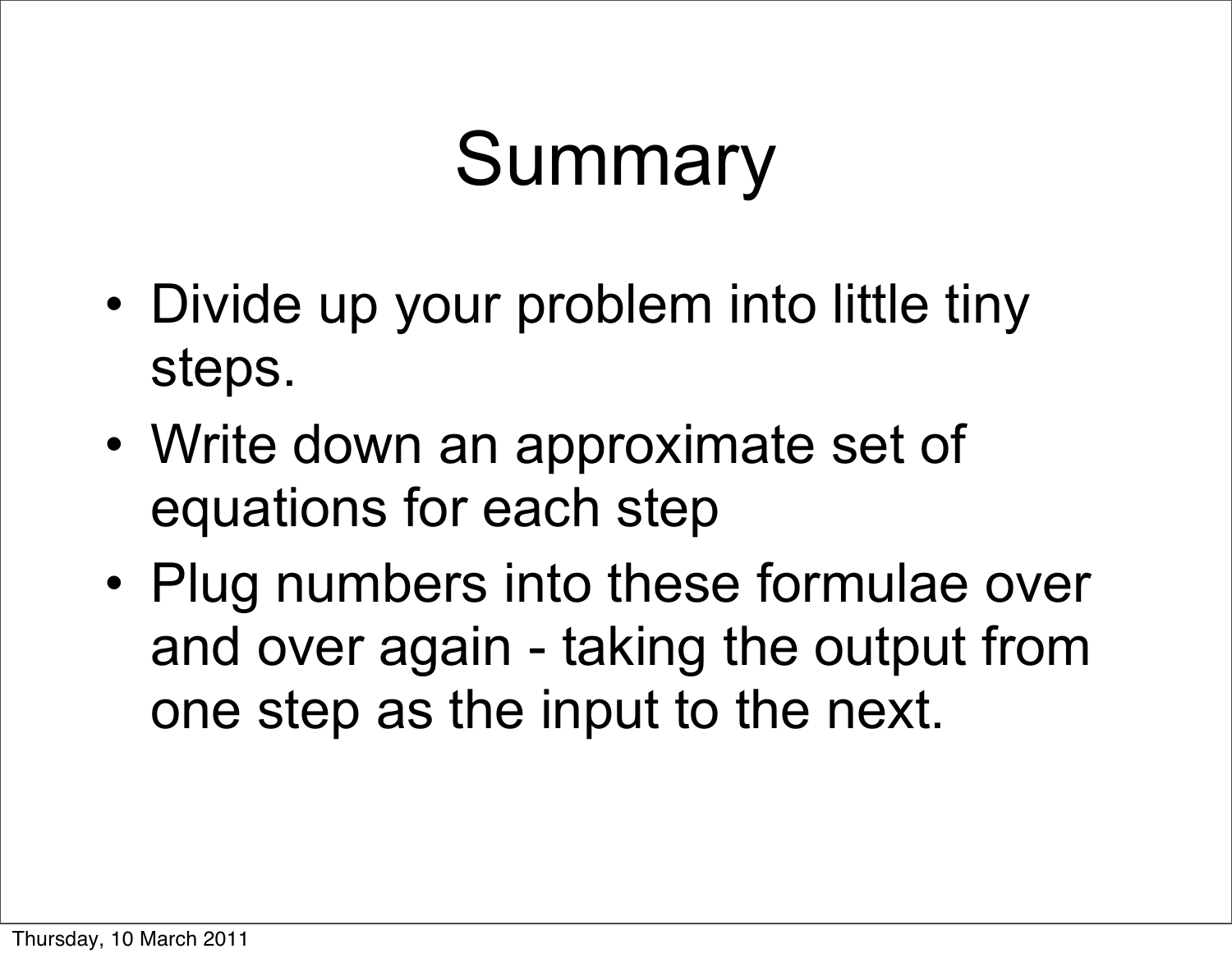# Summary

- Divide up your problem into little tiny steps.
- Write down an approximate set of equations for each step
- Plug numbers into these formulae over and over again - taking the output from one step as the input to the next.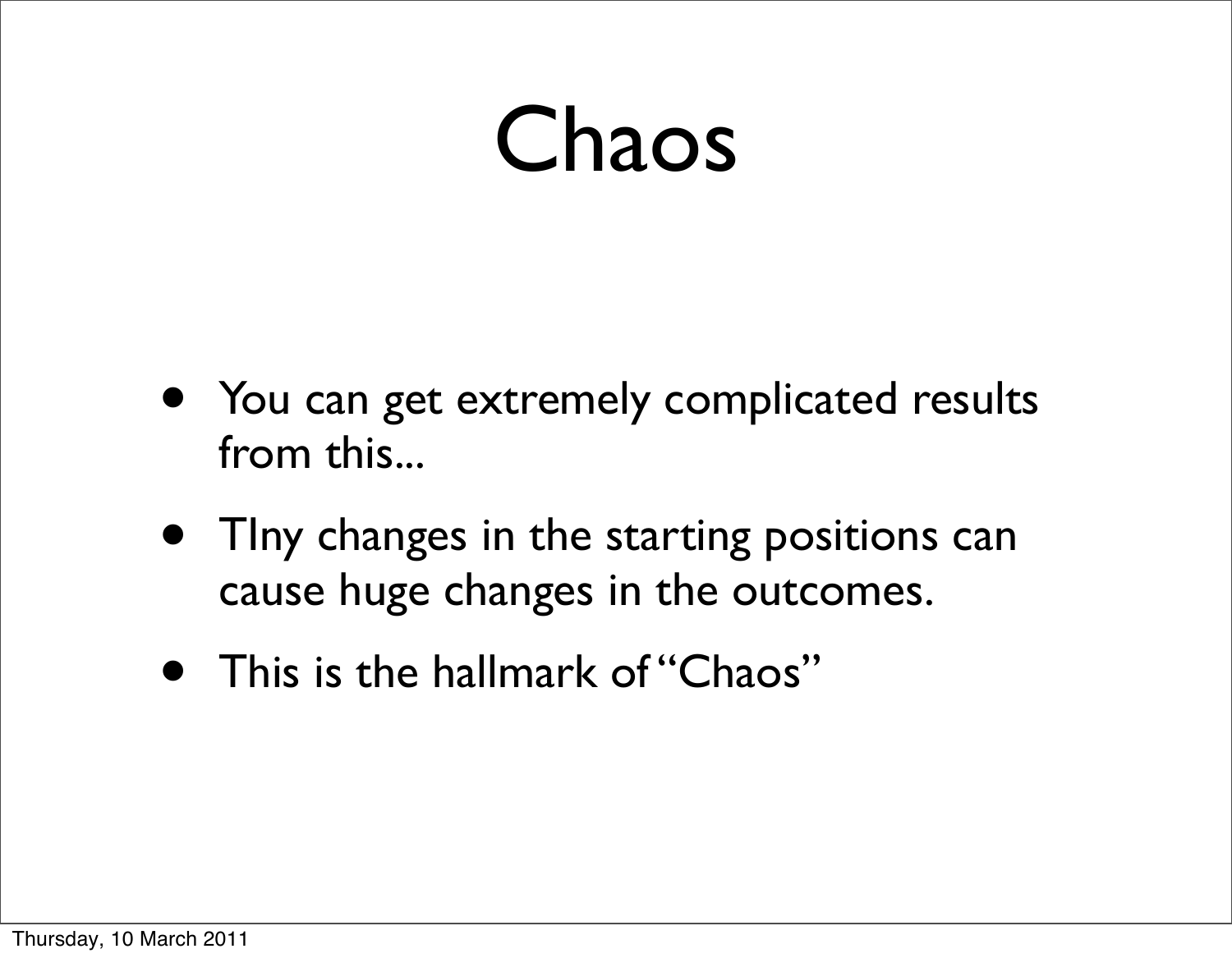# Chaos

- You can get extremely complicated results from this...
- TIny changes in the starting positions can cause huge changes in the outcomes.
- This is the hallmark of “Chaos”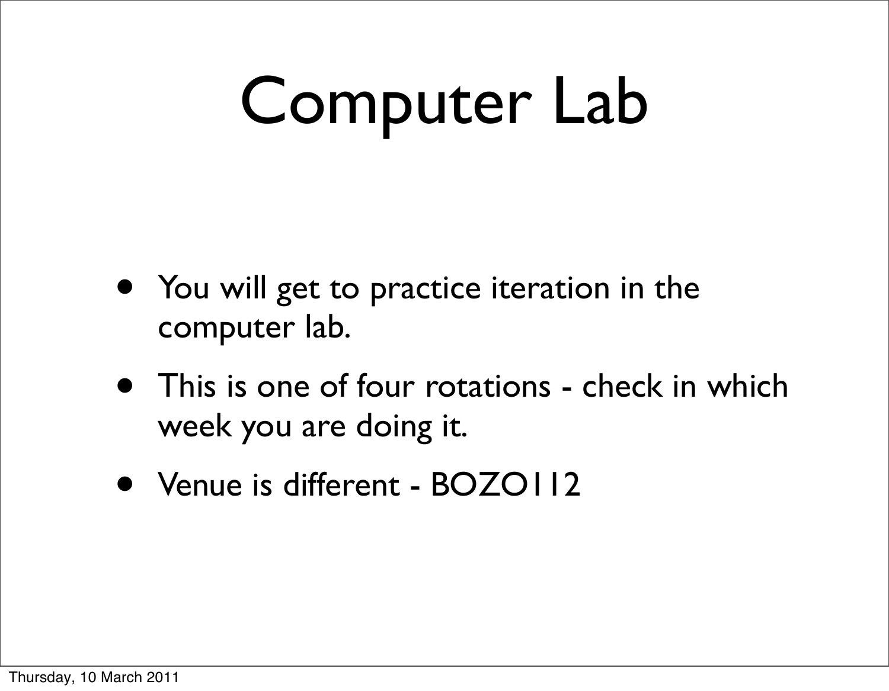# Computer Lab

- You will get to practice iteration in the computer lab.
- This is one of four rotations - check in which week you are doing it.
- Venue is different - BOZO112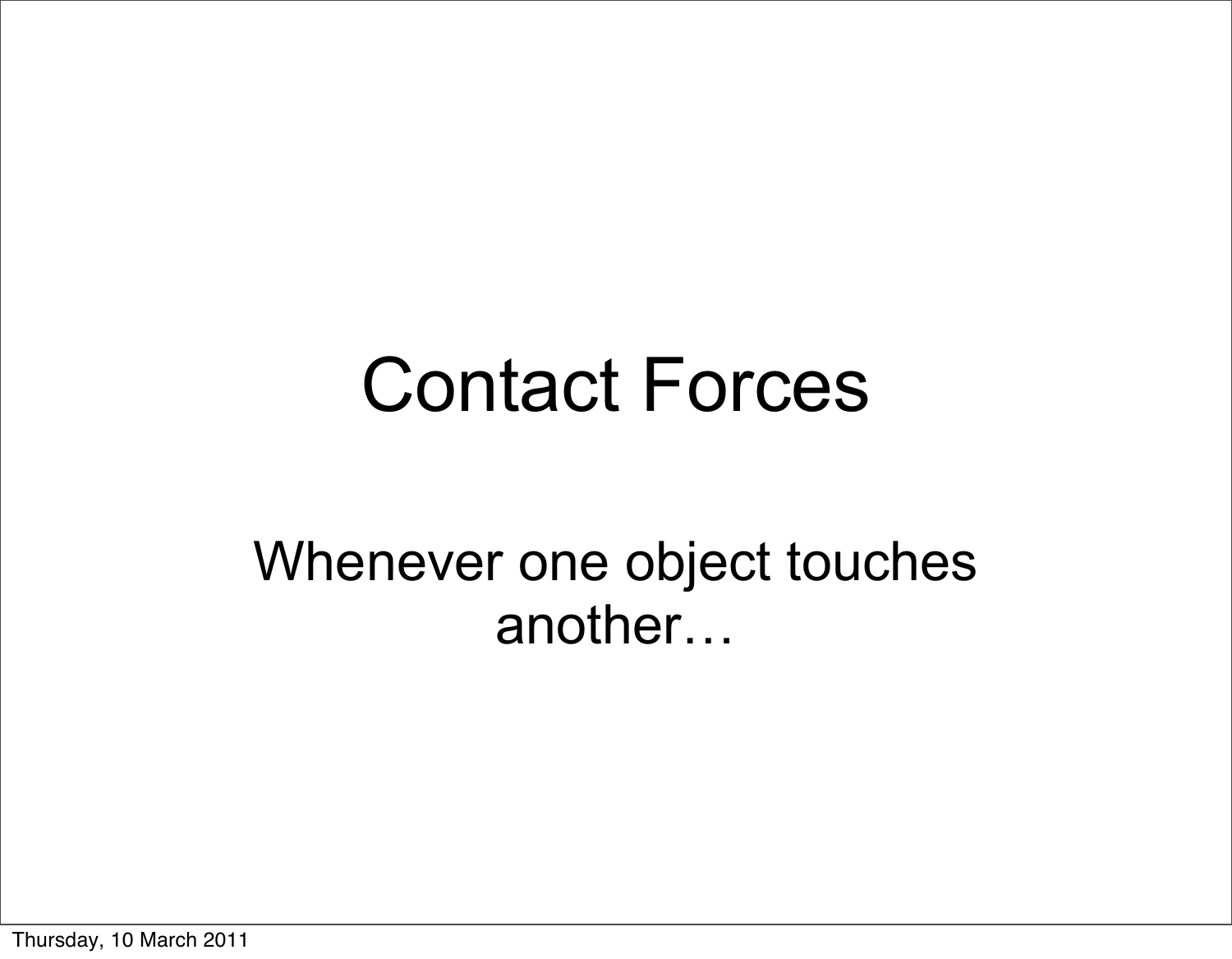# Contact Forces

Whenever one object touches another…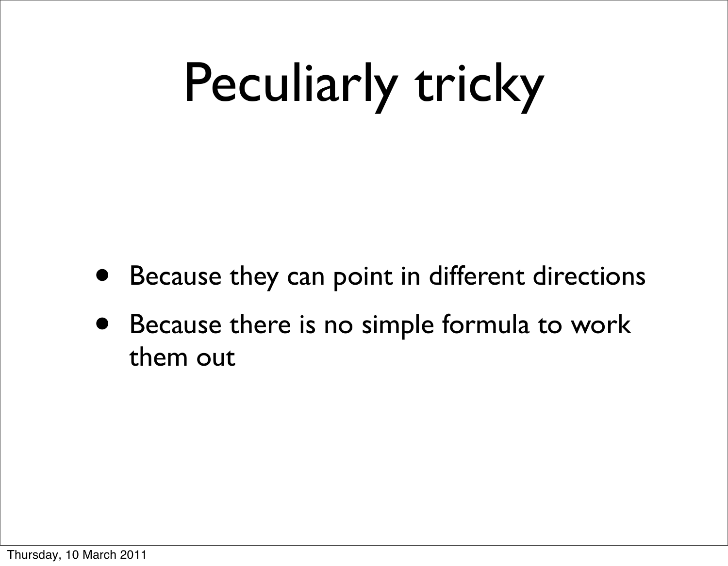# Peculiarly tricky

- Because they can point in different directions
- Because there is no simple formula to work them out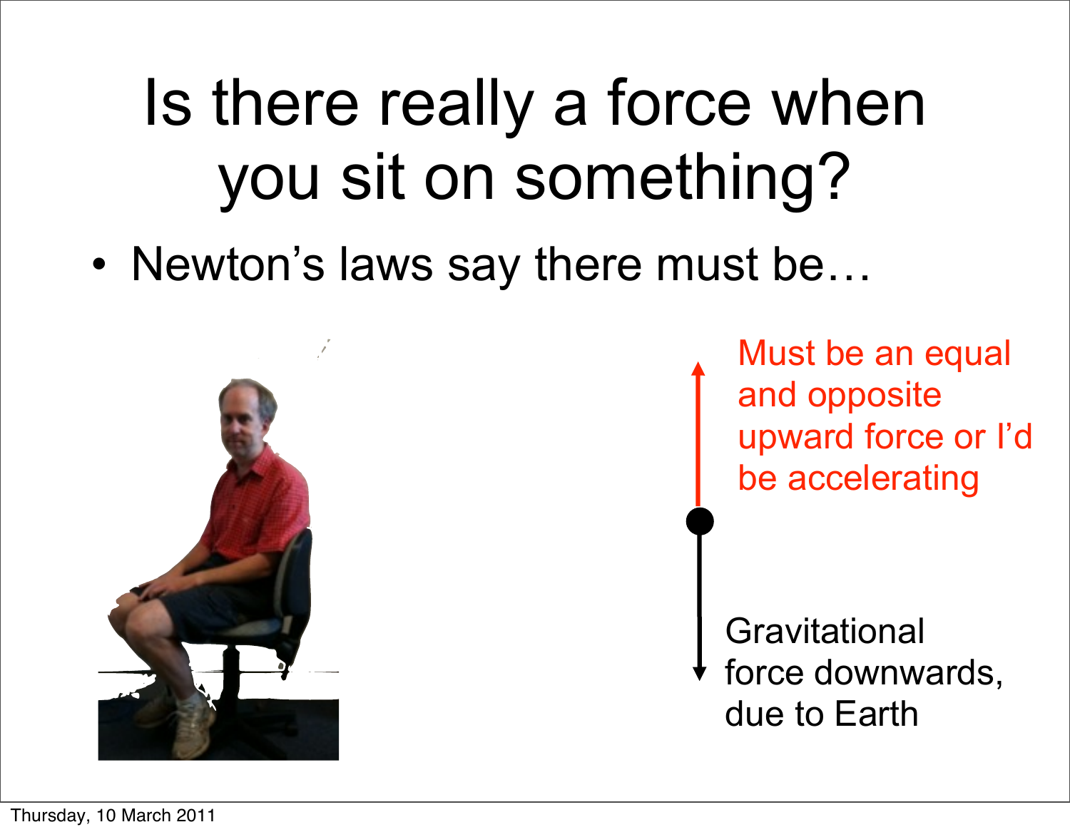# Is there really a force when you sit on something?

- Newton's laws say there must be…

Must be an equal and opposite upward force or I'd be accelerating

Gravitational force downwards, due to Earth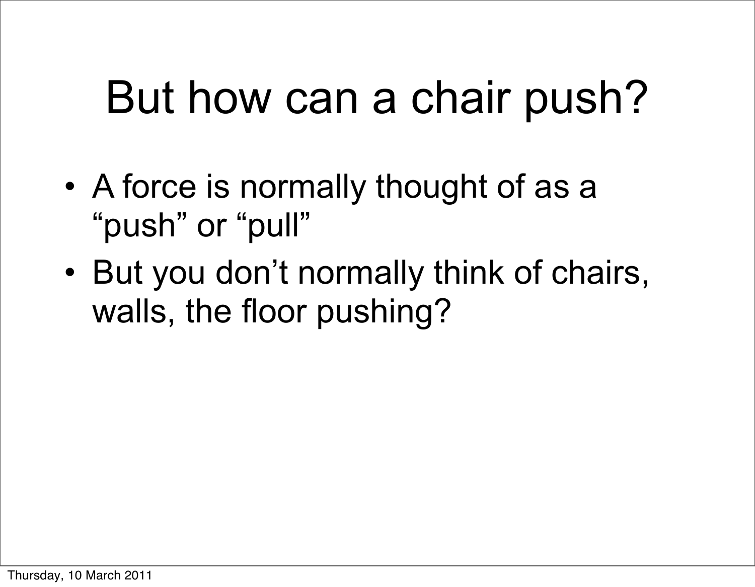# But how can a chair push?

- A force is normally thought of as a "push" or "pull"
- But you don't normally think of chairs, walls, the floor pushing?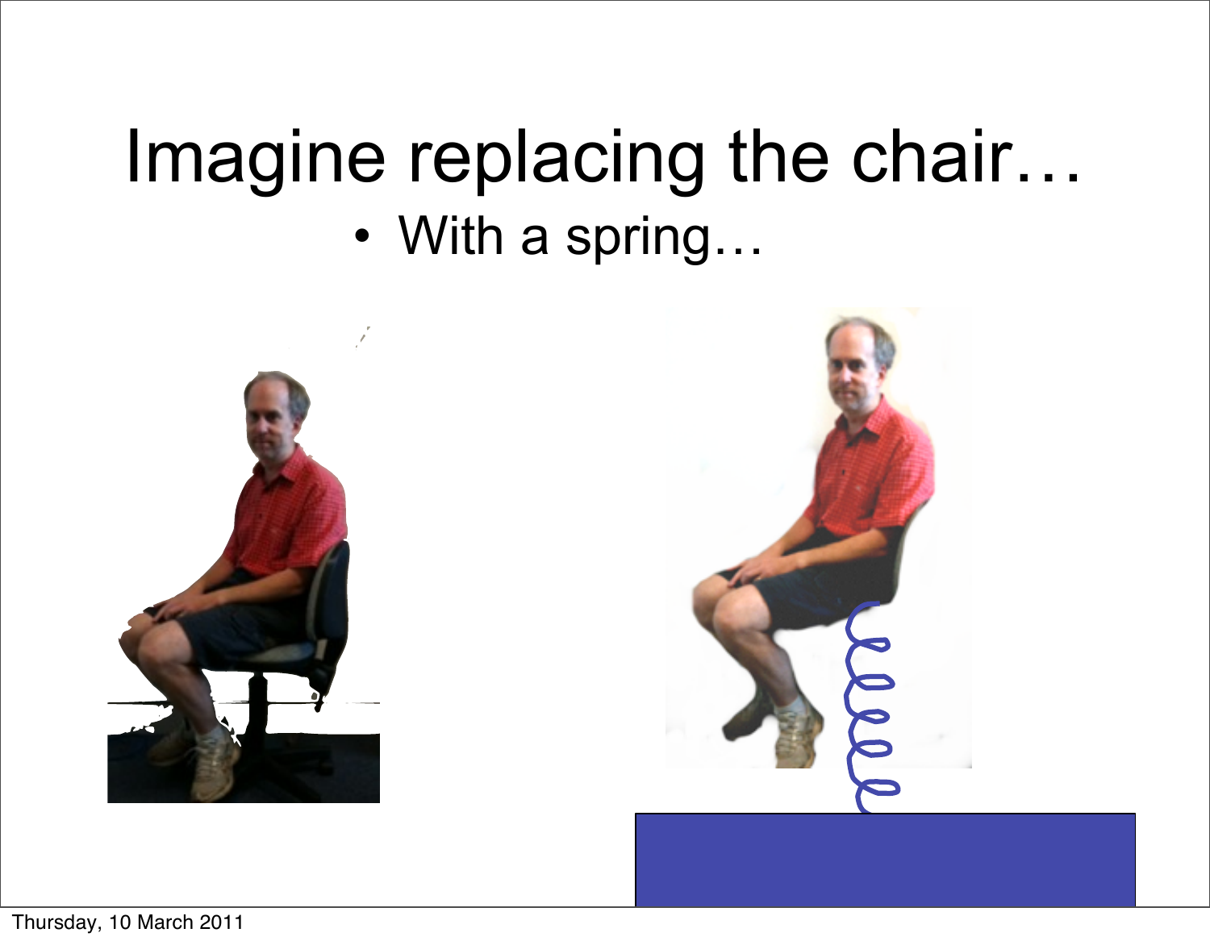# Imagine replacing the chair…

- With a spring…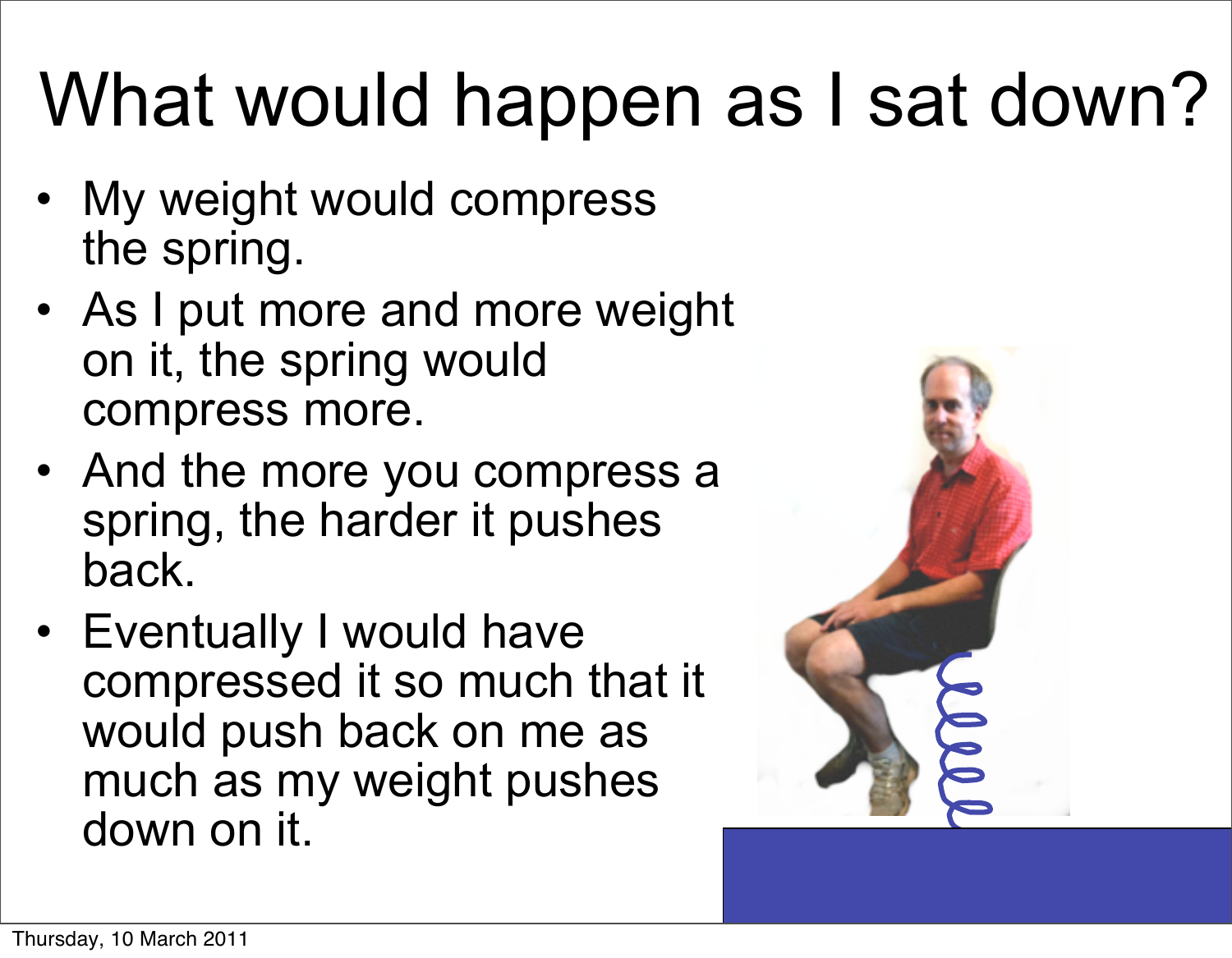# What would happen as I sat down?

- My weight would compress the spring.
- As I put more and more weight on it, the spring would compress more.
- And the more you compress a spring, the harder it pushes back.
- Eventually I would have compressed it so much that it would push back on me as much as my weight pushes down on it.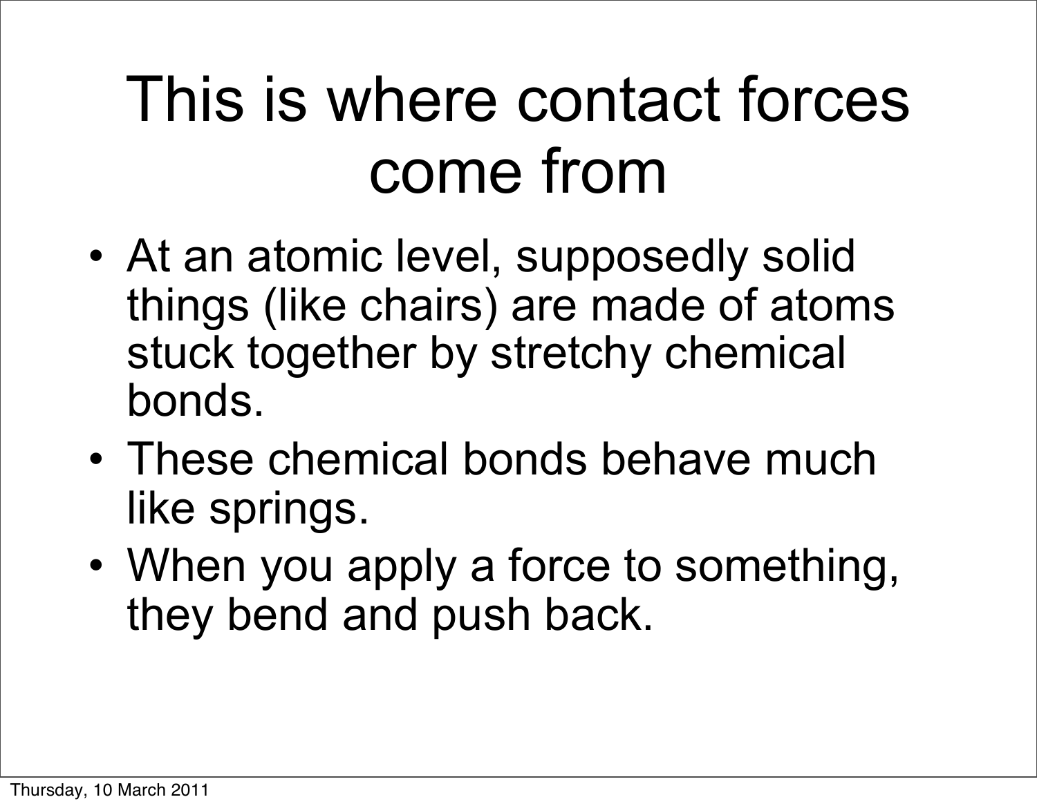# This is where contact forces come from

- At an atomic level, supposedly solid things (like chairs) are made of atoms stuck together by stretchy chemical bonds.
- These chemical bonds behave much like springs.
- When you apply a force to something, they bend and push back.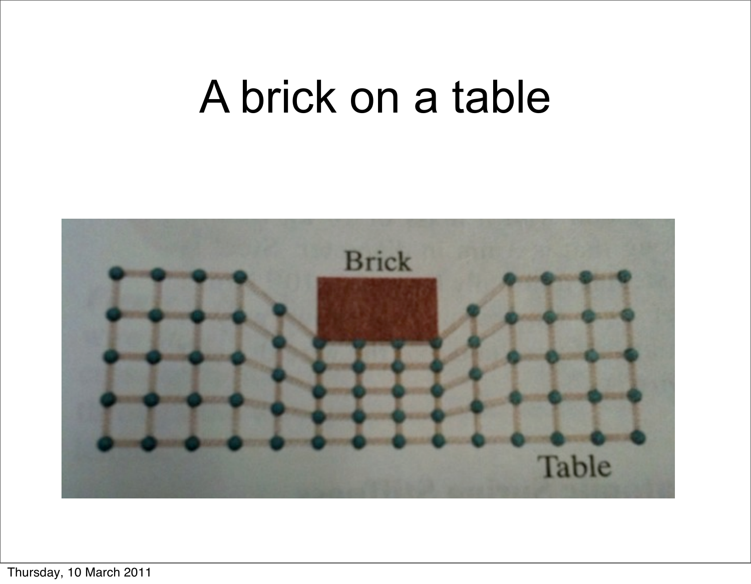# A brick on a table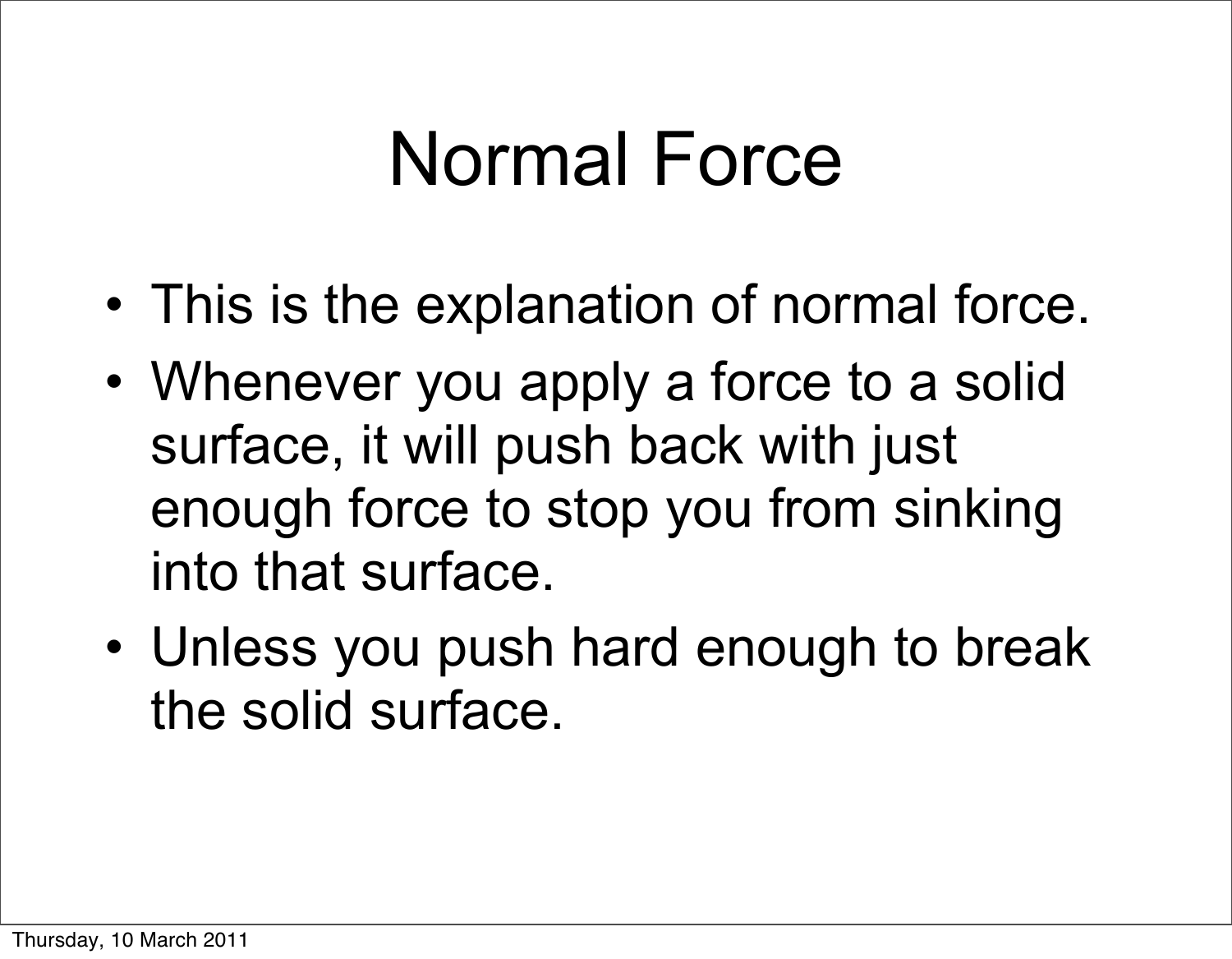# Normal Force

- This is the explanation of normal force.
- Whenever you apply a force to a solid surface, it will push back with just enough force to stop you from sinking into that surface.
- Unless you push hard enough to break the solid surface.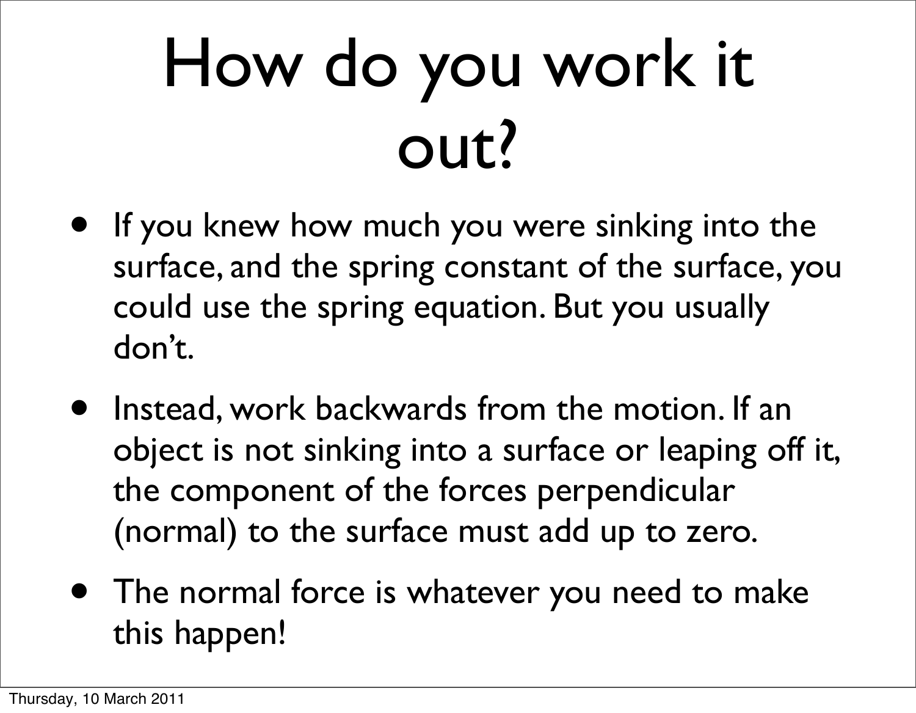# How do you work it out?

- If you knew how much you were sinking into the surface, and the spring constant of the surface, you could use the spring equation. But you usually don't.
- Instead, work backwards from the motion. If an object is not sinking into a surface or leaping off it, the component of the forces perpendicular (normal) to the surface must add up to zero.
- The normal force is whatever you need to make this happen!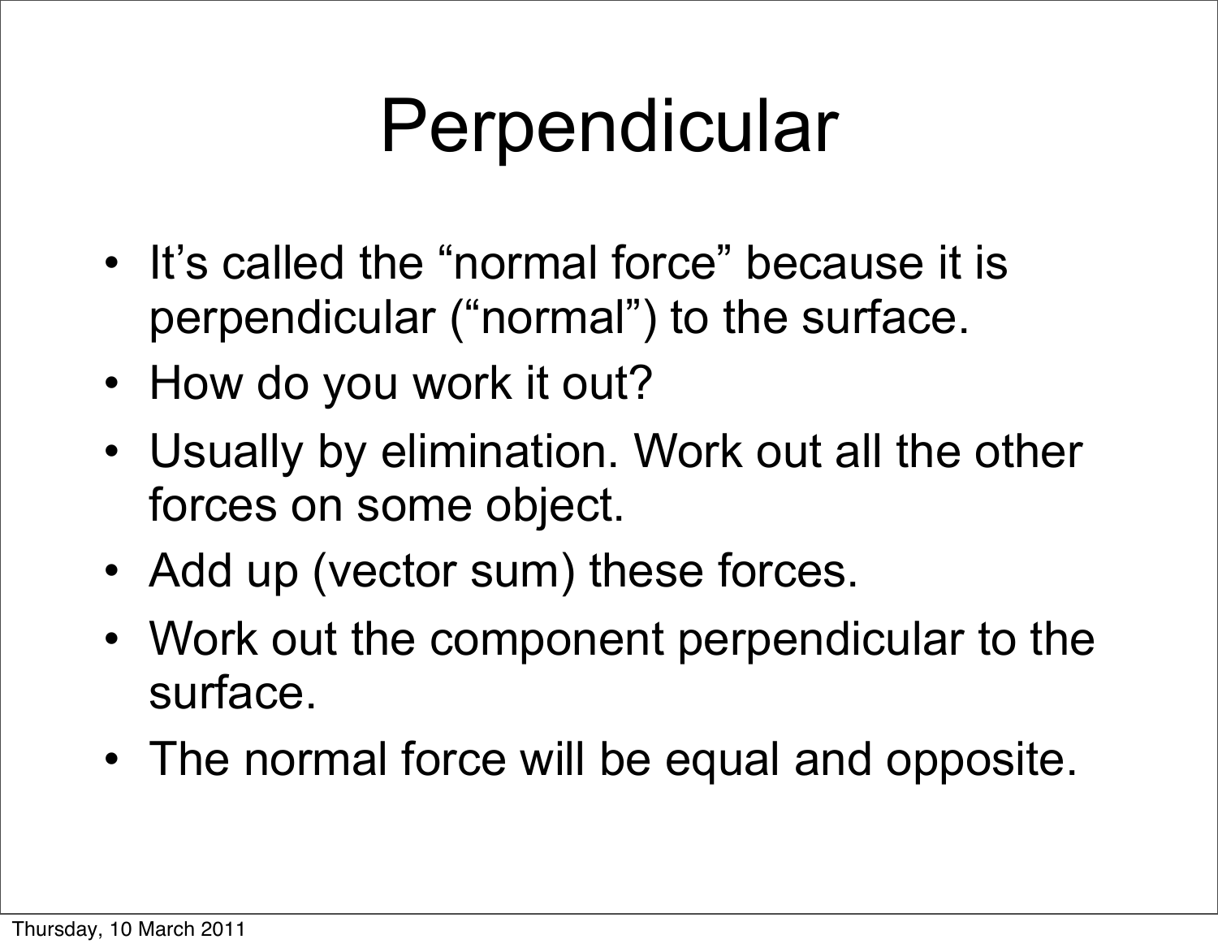# Perpendicular

- It's called the "normal force" because it is perpendicular ("normal") to the surface.
- How do you work it out?
- Usually by elimination. Work out all the other forces on some object.
- Add up (vector sum) these forces.
- Work out the component perpendicular to the surface.
- The normal force will be equal and opposite.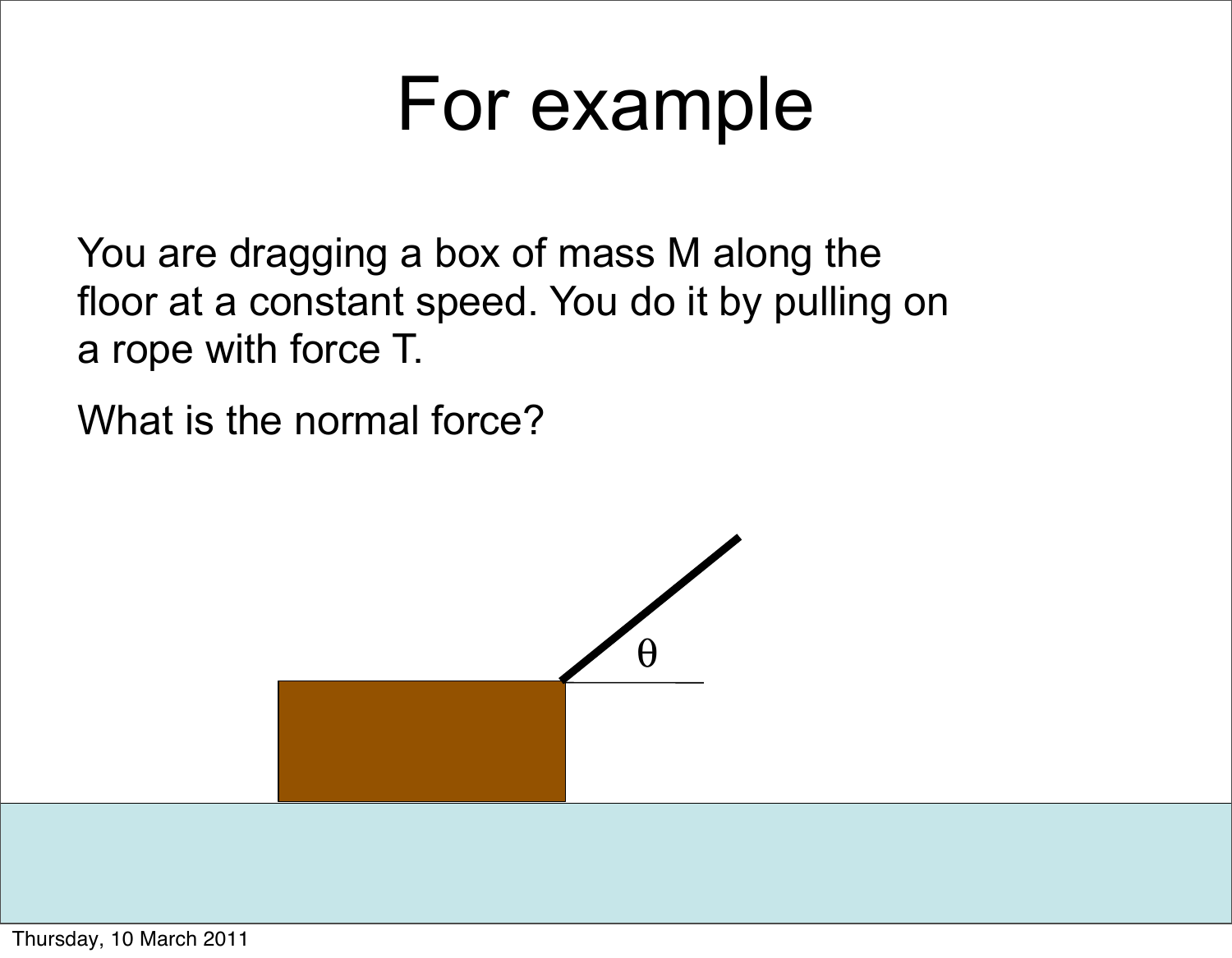# For example

You are dragging a box of mass M along the floor at a constant speed. You do it by pulling on a rope with force T.

What is the normal force?

$\theta$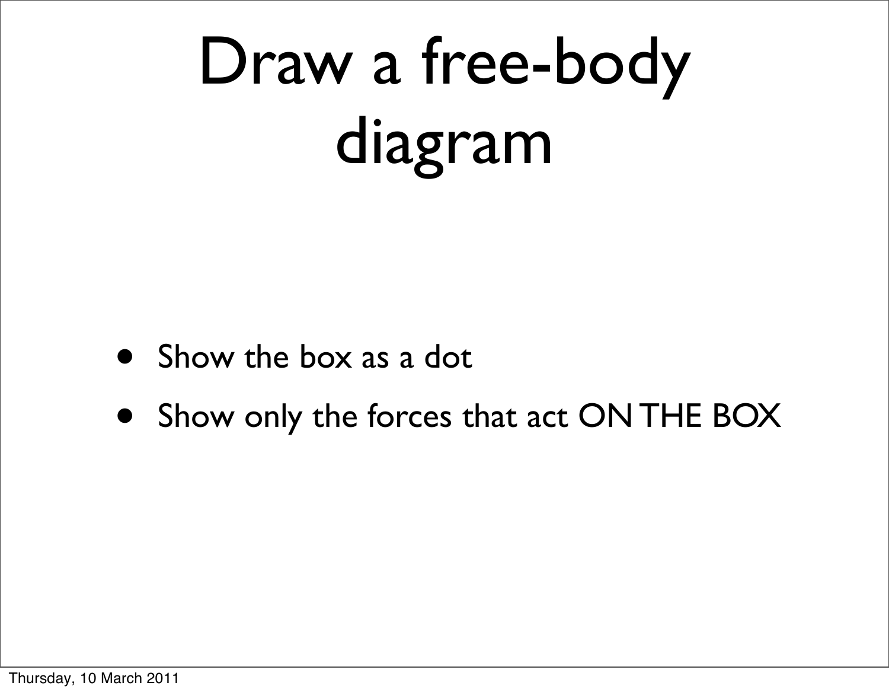# Draw a free-body diagram

- Show the box as a dot
- Show only the forces that act ON THE BOX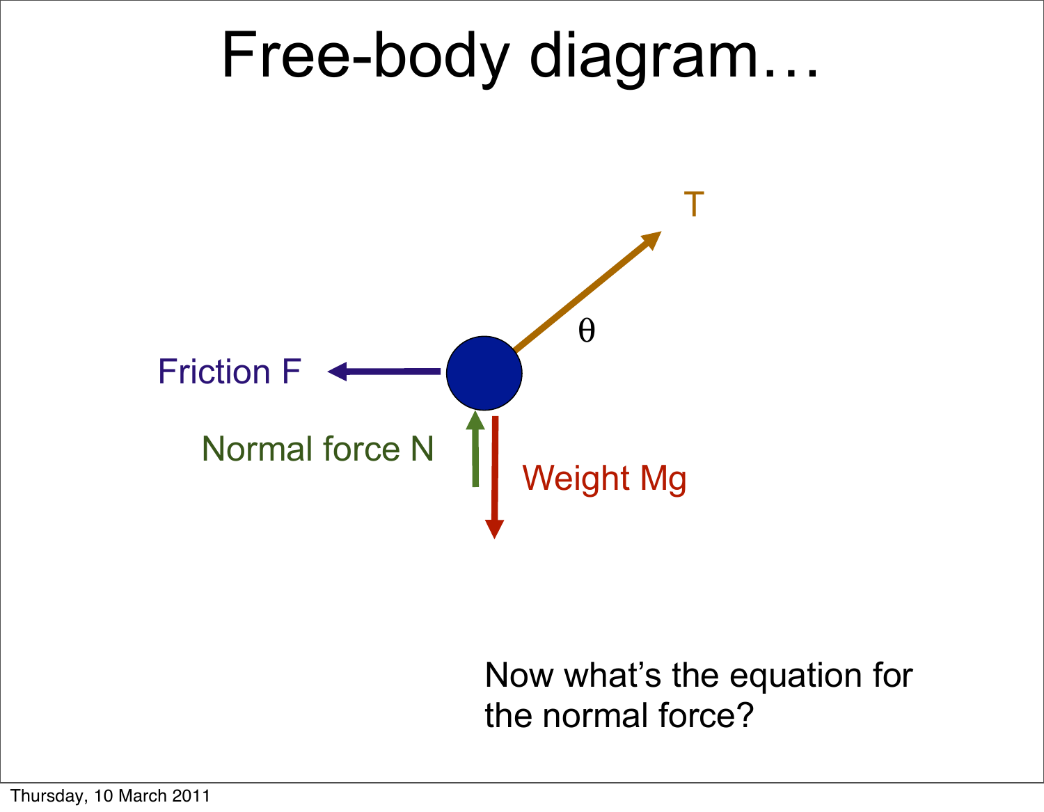# Free-body diagram…

T

$\theta$

Friction F

Normal force N

Weight Mg

Now what's the equation for the normal force?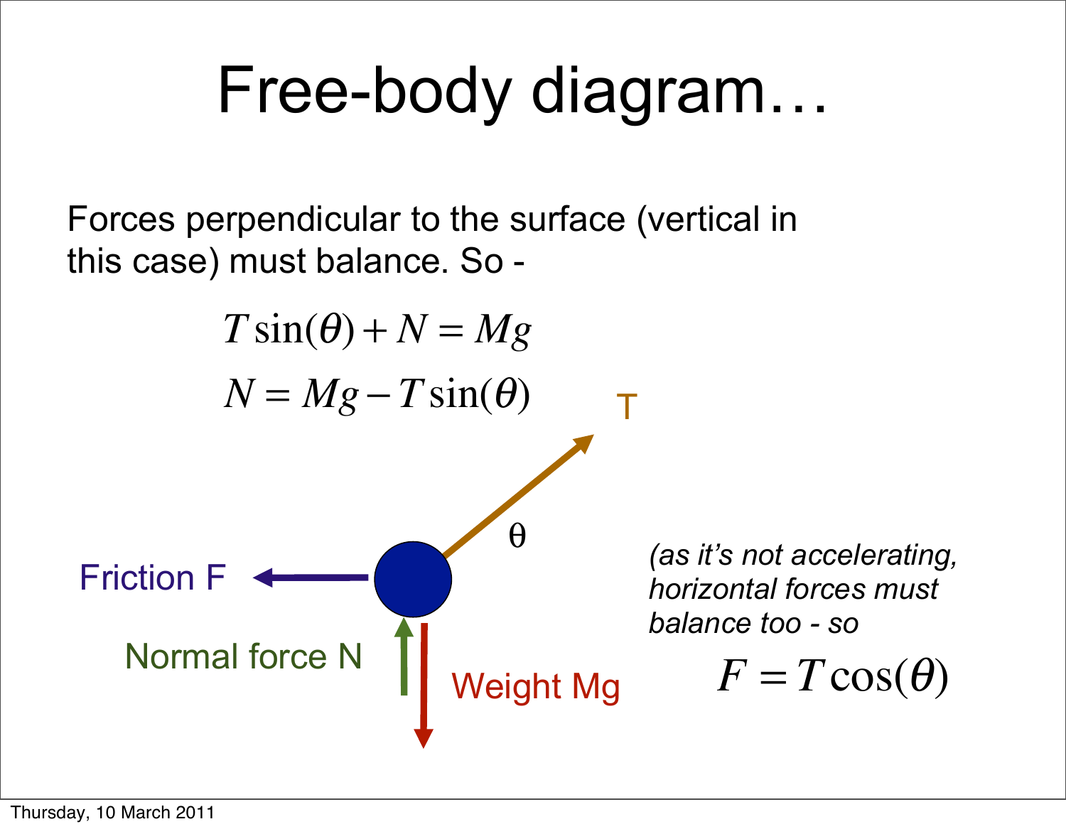# Free-body diagram…

Forces perpendicular to the surface (vertical in this case) must balance. So -

$$T\sin(\theta) + N = Mg$$

$$N = Mg - T\sin(\theta)$$

T

θ

Friction F

Normal force N

Weight Mg

*(as it's not accelerating, horizontal forces must balance too - so*

$$F = T\cos(\theta)$$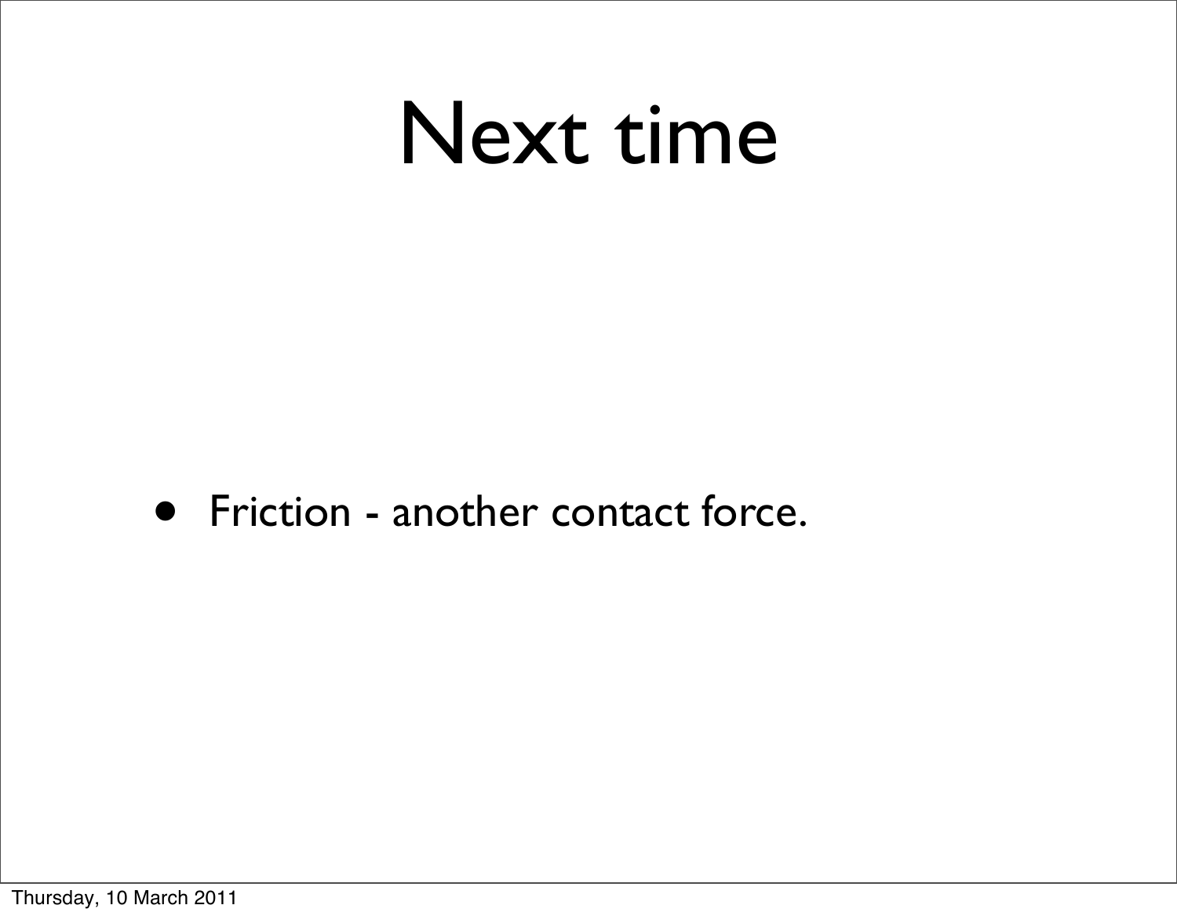# Next time

- Friction - another contact force.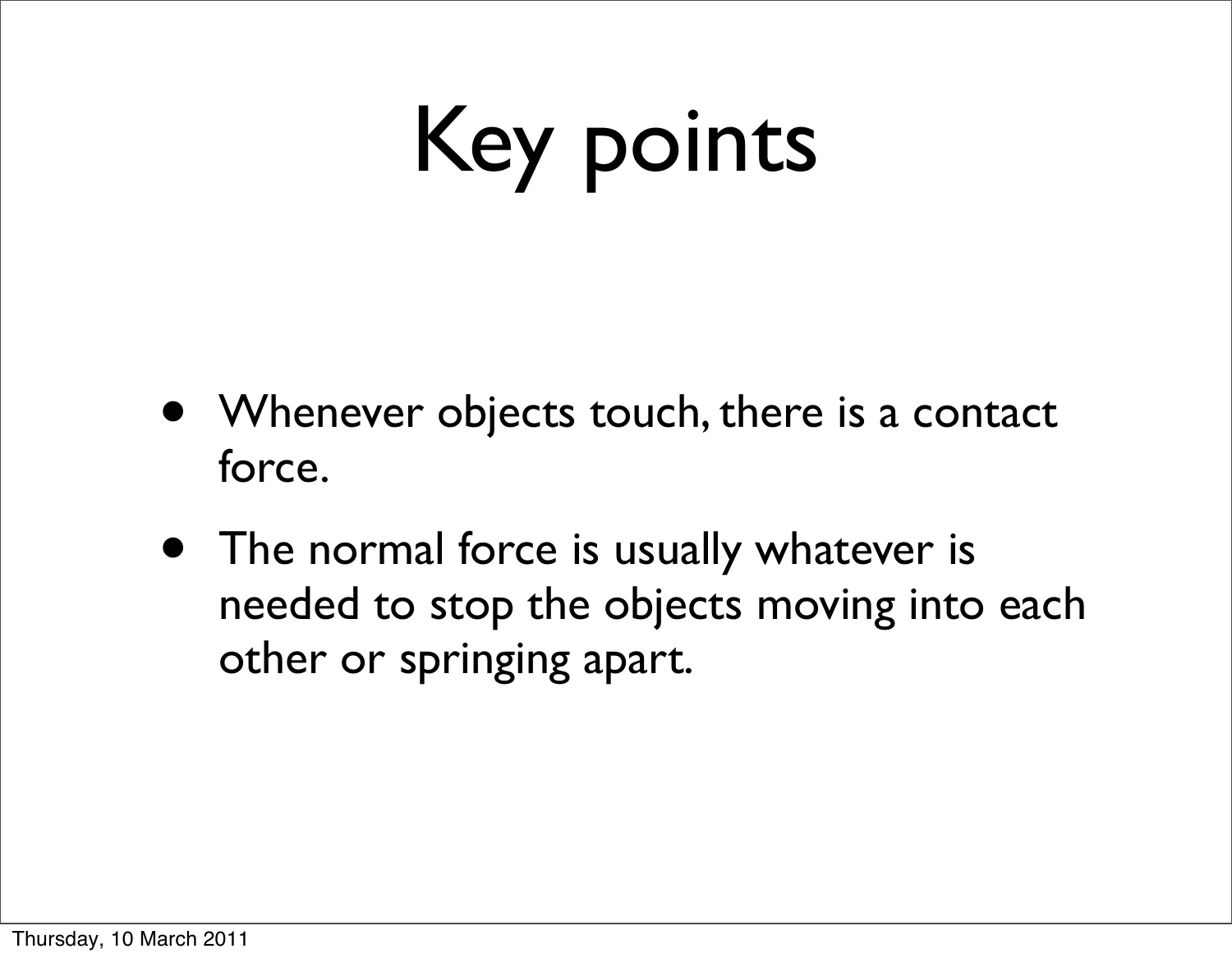# Key points

- Whenever objects touch, there is a contact force.
- The normal force is usually whatever is needed to stop the objects moving into each other or springing apart.